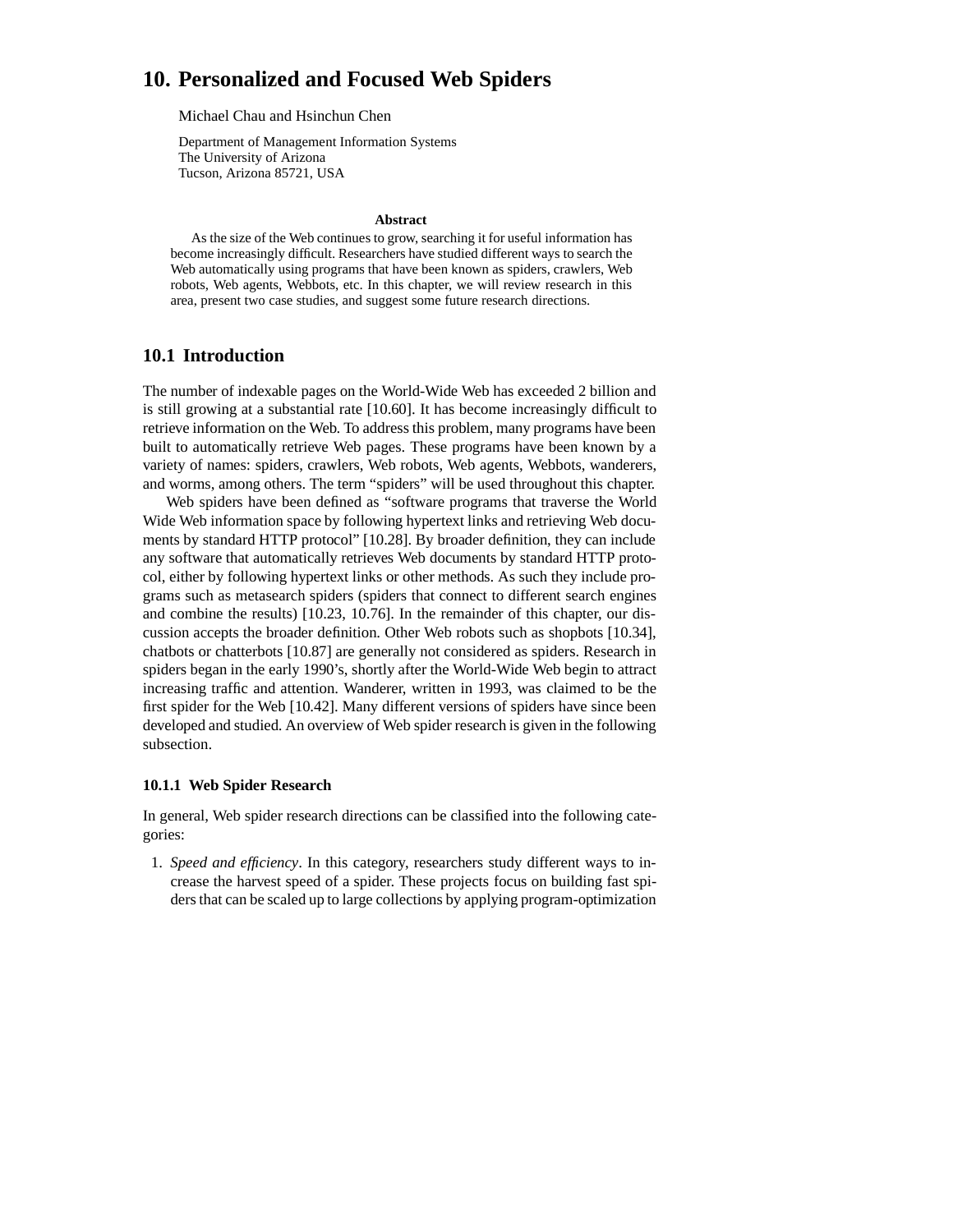# 10. Personalized and Focused Web Spiders

Michael Chau and Hsinchun Chen

Department of Management Information Systems
The University of Arizona
Tucson, Arizona 85721, USA

**Abstract**

As the size of the Web continues to grow, searching it for useful information has become increasingly difficult. Researchers have studied different ways to search the Web automatically using programs that have been known as spiders, crawlers, Web robots, Web agents, Webbots, etc. In this chapter, we will review research in this area, present two case studies, and suggest some future research directions.

## 10.1 Introduction

The number of indexable pages on the World-Wide Web has exceeded 2 billion and is still growing at a substantial rate [10.60]. It has become increasingly difficult to retrieve information on the Web. To address this problem, many programs have been built to automatically retrieve Web pages. These programs have been known by a variety of names: spiders, crawlers, Web robots, Web agents, Webbots, wanderers, and worms, among others. The term "spiders" will be used throughout this chapter.

Web spiders have been defined as "software programs that traverse the World Wide Web information space by following hypertext links and retrieving Web documents by standard HTTP protocol" [10.28]. By broader definition, they can include any software that automatically retrieves Web documents by standard HTTP protocol, either by following hypertext links or other methods. As such they include programs such as metasearch spiders (spiders that connect to different search engines and combine the results) [10.23, 10.76]. In the remainder of this chapter, our discussion accepts the broader definition. Other Web robots such as shopbots [10.34], chatbots or chatterbots [10.87] are generally not considered as spiders. Research in spiders began in the early 1990's, shortly after the World-Wide Web begin to attract increasing traffic and attention. Wanderer, written in 1993, was claimed to be the first spider for the Web [10.42]. Many different versions of spiders have since been developed and studied. An overview of Web spider research is given in the following subsection.

### 10.1.1 Web Spider Research

In general, Web spider research directions can be classified into the following categories:

1. *Speed and efficiency*. In this category, researchers study different ways to increase the harvest speed of a spider. These projects focus on building fast spiders that can be scaled up to large collections by applying program-optimization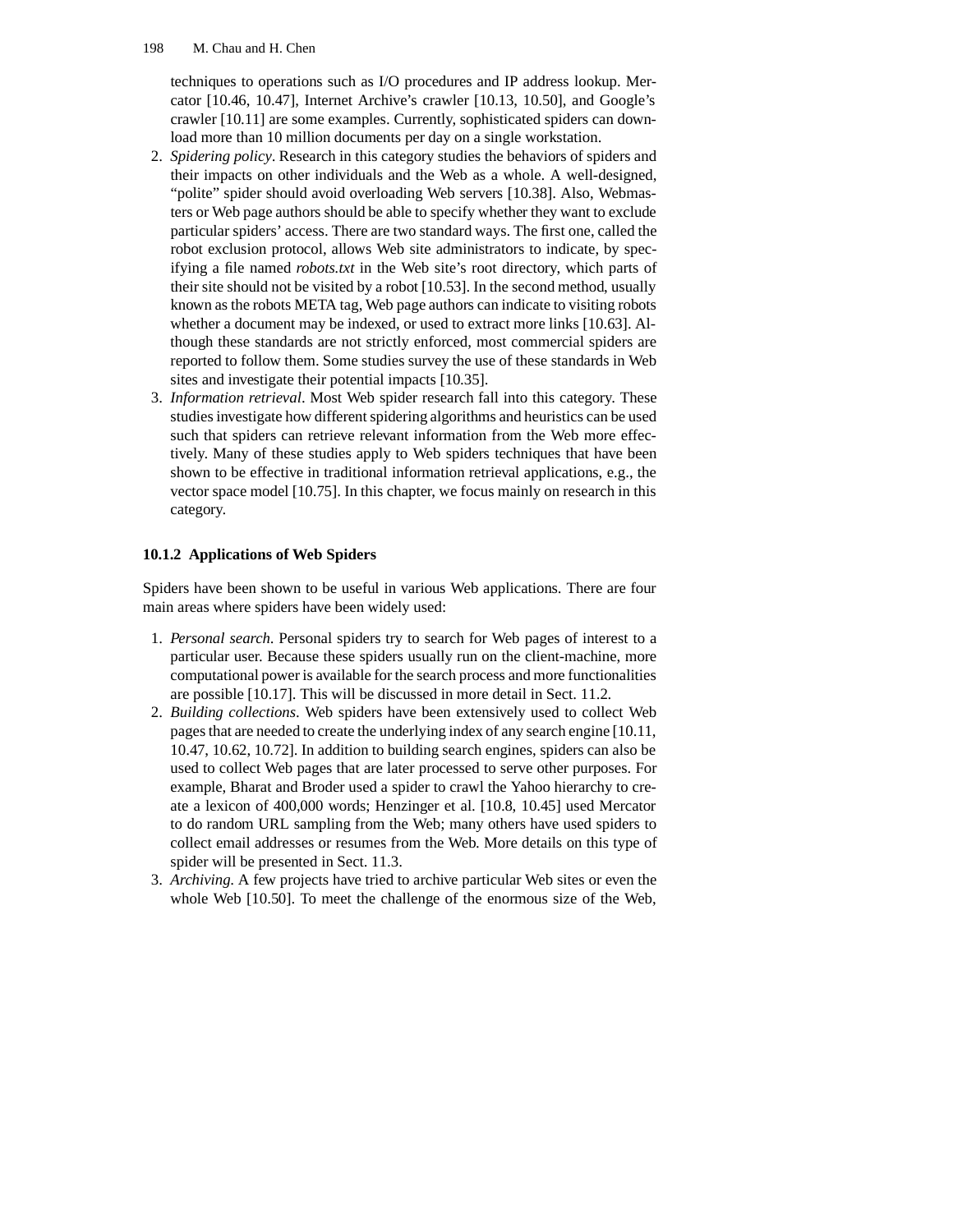techniques to operations such as I/O procedures and IP address lookup. Mercator [10.46, 10.47], Internet Archive's crawler [10.13, 10.50], and Google's crawler [10.11] are some examples. Currently, sophisticated spiders can download more than 10 million documents per day on a single workstation.

2. *Spidering policy*. Research in this category studies the behaviors of spiders and their impacts on other individuals and the Web as a whole. A well-designed, "polite" spider should avoid overloading Web servers [10.38]. Also, Webmasters or Web page authors should be able to specify whether they want to exclude particular spiders' access. There are two standard ways. The first one, called the robot exclusion protocol, allows Web site administrators to indicate, by specifying a file named *robots.txt* in the Web site's root directory, which parts of their site should not be visited by a robot [10.53]. In the second method, usually known as the robots META tag, Web page authors can indicate to visiting robots whether a document may be indexed, or used to extract more links [10.63]. Although these standards are not strictly enforced, most commercial spiders are reported to follow them. Some studies survey the use of these standards in Web sites and investigate their potential impacts [10.35].
3. *Information retrieval*. Most Web spider research fall into this category. These studies investigate how different spidering algorithms and heuristics can be used such that spiders can retrieve relevant information from the Web more effectively. Many of these studies apply to Web spiders techniques that have been shown to be effective in traditional information retrieval applications, e.g., the vector space model [10.75]. In this chapter, we focus mainly on research in this category.

### 10.1.2 Applications of Web Spiders

Spiders have been shown to be useful in various Web applications. There are four main areas where spiders have been widely used:

1. *Personal search*. Personal spiders try to search for Web pages of interest to a particular user. Because these spiders usually run on the client-machine, more computational power is available for the search process and more functionalities are possible [10.17]. This will be discussed in more detail in Sect. 11.2.
2. *Building collections*. Web spiders have been extensively used to collect Web pages that are needed to create the underlying index of any search engine [10.11, 10.47, 10.62, 10.72]. In addition to building search engines, spiders can also be used to collect Web pages that are later processed to serve other purposes. For example, Bharat and Broder used a spider to crawl the Yahoo hierarchy to create a lexicon of 400,000 words; Henzinger et al. [10.8, 10.45] used Mercator to do random URL sampling from the Web; many others have used spiders to collect email addresses or resumes from the Web. More details on this type of spider will be presented in Sect. 11.3.
3. *Archiving*. A few projects have tried to archive particular Web sites or even the whole Web [10.50]. To meet the challenge of the enormous size of the Web,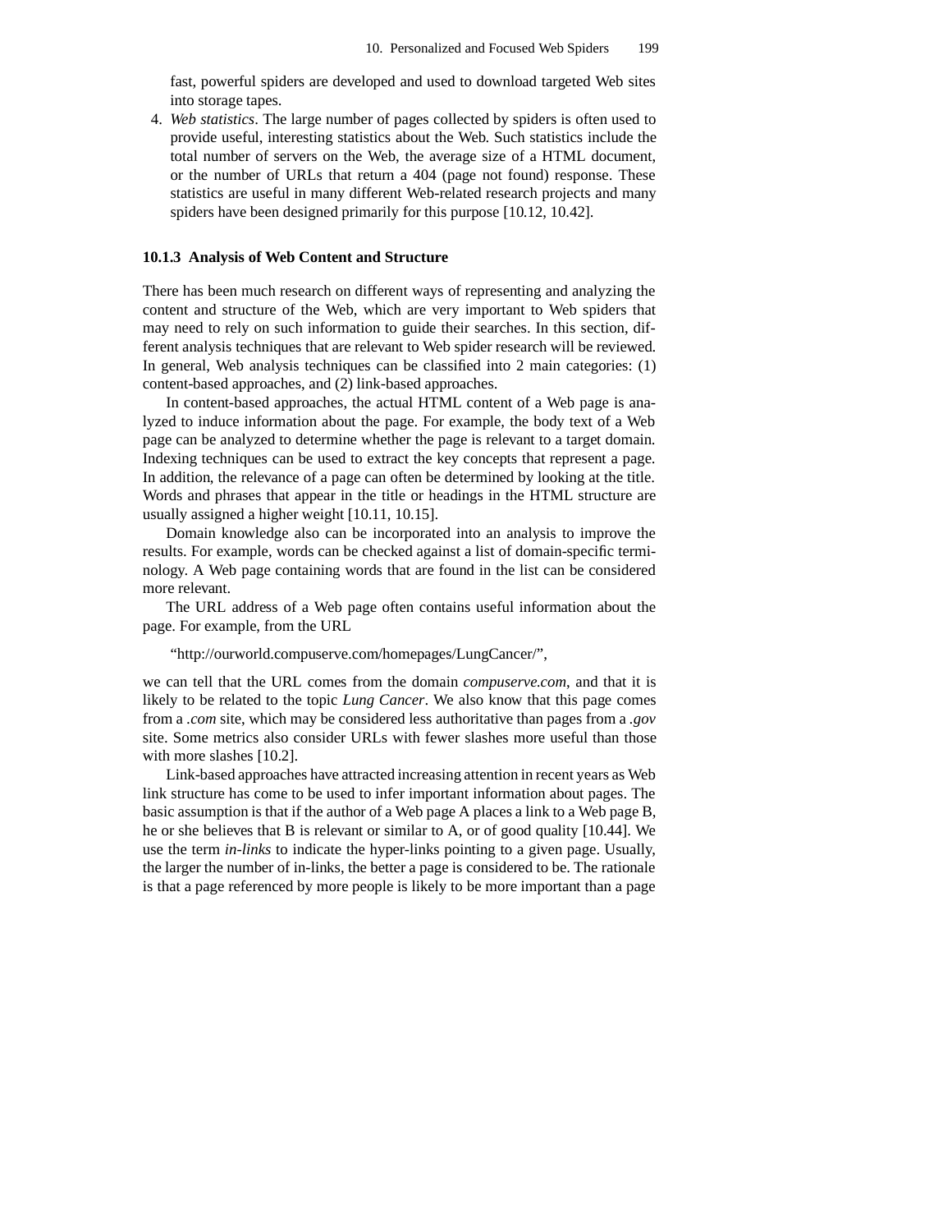fast, powerful spiders are developed and used to download targeted Web sites into storage tapes.

4. *Web statistics*. The large number of pages collected by spiders is often used to provide useful, interesting statistics about the Web. Such statistics include the total number of servers on the Web, the average size of a HTML document, or the number of URLs that return a 404 (page not found) response. These statistics are useful in many different Web-related research projects and many spiders have been designed primarily for this purpose [10.12, 10.42].

### 10.1.3 Analysis of Web Content and Structure

There has been much research on different ways of representing and analyzing the content and structure of the Web, which are very important to Web spiders that may need to rely on such information to guide their searches. In this section, different analysis techniques that are relevant to Web spider research will be reviewed. In general, Web analysis techniques can be classified into 2 main categories: (1) content-based approaches, and (2) link-based approaches.

In content-based approaches, the actual HTML content of a Web page is analyzed to induce information about the page. For example, the body text of a Web page can be analyzed to determine whether the page is relevant to a target domain. Indexing techniques can be used to extract the key concepts that represent a page. In addition, the relevance of a page can often be determined by looking at the title. Words and phrases that appear in the title or headings in the HTML structure are usually assigned a higher weight [10.11, 10.15].

Domain knowledge also can be incorporated into an analysis to improve the results. For example, words can be checked against a list of domain-specific terminology. A Web page containing words that are found in the list can be considered more relevant.

The URL address of a Web page often contains useful information about the page. For example, from the URL

"http://ourworld.compuserve.com/homepages/LungCancer/",

we can tell that the URL comes from the domain *compuserve.com*, and that it is likely to be related to the topic *Lung Cancer*. We also know that this page comes from a *.com* site, which may be considered less authoritative than pages from a *.gov* site. Some metrics also consider URLs with fewer slashes more useful than those with more slashes [10.2].

Link-based approaches have attracted increasing attention in recent years as Web link structure has come to be used to infer important information about pages. The basic assumption is that if the author of a Web page A places a link to a Web page B, he or she believes that B is relevant or similar to A, or of good quality [10.44]. We use the term *in-links* to indicate the hyper-links pointing to a given page. Usually, the larger the number of in-links, the better a page is considered to be. The rationale is that a page referenced by more people is likely to be more important than a page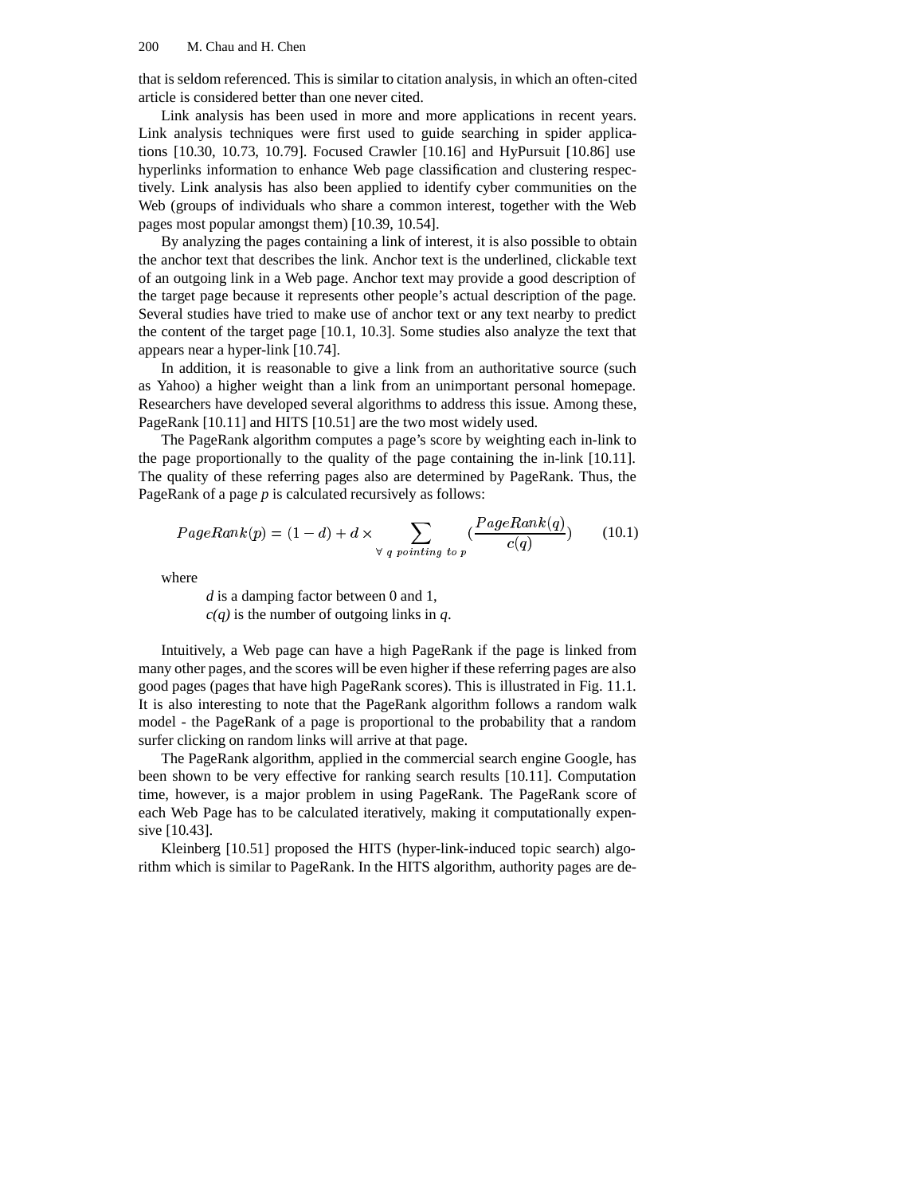that is seldom referenced. This is similar to citation analysis, in which an often-cited article is considered better than one never cited.

Link analysis has been used in more and more applications in recent years. Link analysis techniques were first used to guide searching in spider applications [10.30, 10.73, 10.79]. Focused Crawler [10.16] and HyPursuit [10.86] use hyperlinks information to enhance Web page classification and clustering respectively. Link analysis has also been applied to identify cyber communities on the Web (groups of individuals who share a common interest, together with the Web pages most popular amongst them) [10.39, 10.54].

By analyzing the pages containing a link of interest, it is also possible to obtain the anchor text that describes the link. Anchor text is the underlined, clickable text of an outgoing link in a Web page. Anchor text may provide a good description of the target page because it represents other people's actual description of the page. Several studies have tried to make use of anchor text or any text nearby to predict the content of the target page [10.1, 10.3]. Some studies also analyze the text that appears near a hyper-link [10.74].

In addition, it is reasonable to give a link from an authoritative source (such as Yahoo) a higher weight than a link from an unimportant personal homepage. Researchers have developed several algorithms to address this issue. Among these, PageRank [10.11] and HITS [10.51] are the two most widely used.

The PageRank algorithm computes a page's score by weighting each in-link to the page proportionally to the quality of the page containing the in-link [10.11]. The quality of these referring pages also are determined by PageRank. Thus, the PageRank of a page *p* is calculated recursively as follows:

$$PageRank(p) = (1 - d) + d \times \sum_{\forall\ q\ pointing\ to\ p} \left(\frac{PageRank(q)}{c(q)}\right) \qquad (10.1)$$

where

*d* is a damping factor between 0 and 1,
*c(q)* is the number of outgoing links in *q*.

Intuitively, a Web page can have a high PageRank if the page is linked from many other pages, and the scores will be even higher if these referring pages are also good pages (pages that have high PageRank scores). This is illustrated in Fig. 11.1. It is also interesting to note that the PageRank algorithm follows a random walk model - the PageRank of a page is proportional to the probability that a random surfer clicking on random links will arrive at that page.

The PageRank algorithm, applied in the commercial search engine Google, has been shown to be very effective for ranking search results [10.11]. Computation time, however, is a major problem in using PageRank. The PageRank score of each Web Page has to be calculated iteratively, making it computationally expensive [10.43].

Kleinberg [10.51] proposed the HITS (hyper-link-induced topic search) algorithm which is similar to PageRank. In the HITS algorithm, authority pages are de-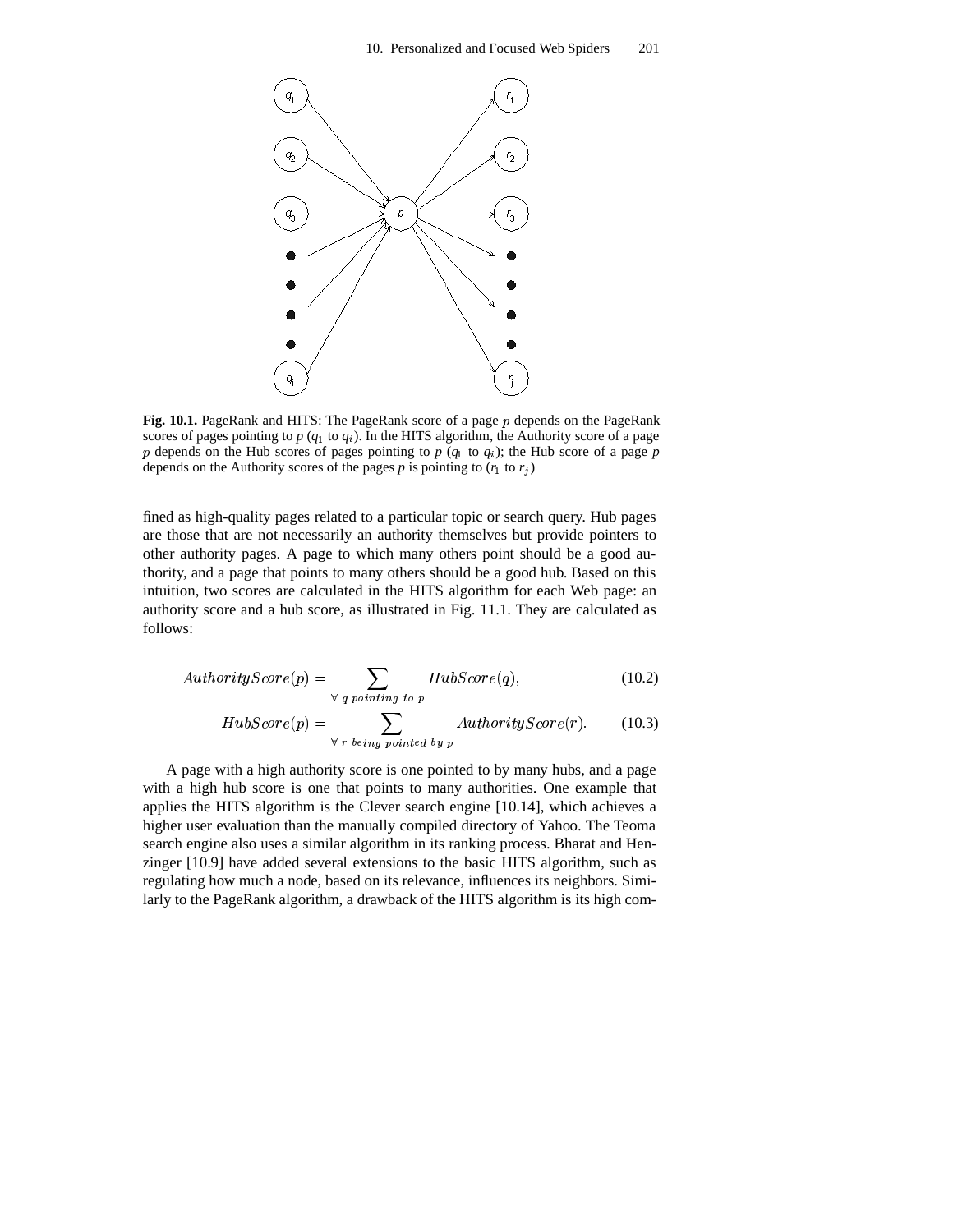**Fig. 10.1.** PageRank and HITS: The PageRank score of a page $p$ depends on the PageRank scores of pages pointing to $p$ ($q_1$ to $q_i$). In the HITS algorithm, the Authority score of a page $p$ depends on the Hub scores of pages pointing to $p$ ($q_1$ to $q_i$); the Hub score of a page $p$ depends on the Authority scores of the pages $p$ is pointing to ($r_1$ to $r_j$)

fined as high-quality pages related to a particular topic or search query. Hub pages are those that are not necessarily an authority themselves but provide pointers to other authority pages. A page to which many others point should be a good authority, and a page that points to many others should be a good hub. Based on this intuition, two scores are calculated in the HITS algorithm for each Web page: an authority score and a hub score, as illustrated in Fig. 11.1. They are calculated as follows:

$$AuthorityScore(p) = \sum_{\forall\ q\ pointing\ to\ p} HubScore(q), \tag{10.2}$$

$$HubScore(p) = \sum_{\forall\ r\ being\ pointed\ by\ p} AuthorityScore(r). \tag{10.3}$$

A page with a high authority score is one pointed to by many hubs, and a page with a high hub score is one that points to many authorities. One example that applies the HITS algorithm is the Clever search engine [10.14], which achieves a higher user evaluation than the manually compiled directory of Yahoo. The Teoma search engine also uses a similar algorithm in its ranking process. Bharat and Henzinger [10.9] have added several extensions to the basic HITS algorithm, such as regulating how much a node, based on its relevance, influences its neighbors. Similarly to the PageRank algorithm, a drawback of the HITS algorithm is its high com-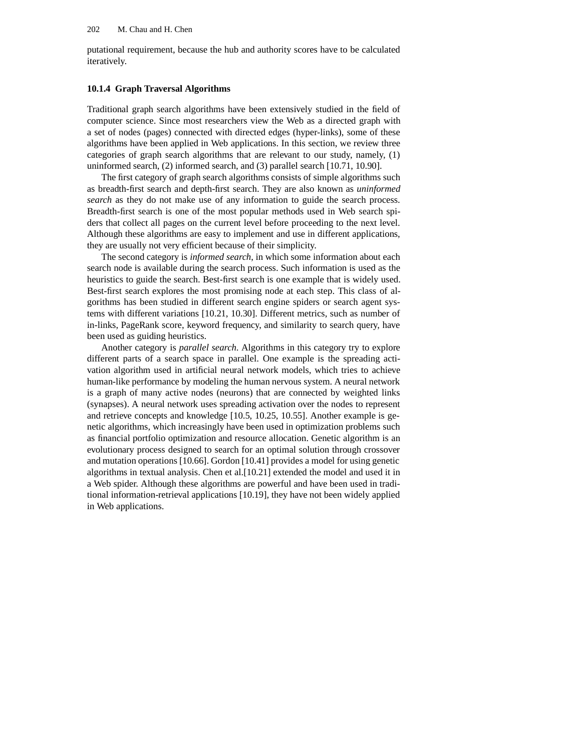putational requirement, because the hub and authority scores have to be calculated iteratively.

### 10.1.4 Graph Traversal Algorithms

Traditional graph search algorithms have been extensively studied in the field of computer science. Since most researchers view the Web as a directed graph with a set of nodes (pages) connected with directed edges (hyper-links), some of these algorithms have been applied in Web applications. In this section, we review three categories of graph search algorithms that are relevant to our study, namely, (1) uninformed search, (2) informed search, and (3) parallel search [10.71, 10.90].

The first category of graph search algorithms consists of simple algorithms such as breadth-first search and depth-first search. They are also known as *uninformed search* as they do not make use of any information to guide the search process. Breadth-first search is one of the most popular methods used in Web search spiders that collect all pages on the current level before proceeding to the next level. Although these algorithms are easy to implement and use in different applications, they are usually not very efficient because of their simplicity.

The second category is *informed search*, in which some information about each search node is available during the search process. Such information is used as the heuristics to guide the search. Best-first search is one example that is widely used. Best-first search explores the most promising node at each step. This class of algorithms has been studied in different search engine spiders or search agent systems with different variations [10.21, 10.30]. Different metrics, such as number of in-links, PageRank score, keyword frequency, and similarity to search query, have been used as guiding heuristics.

Another category is *parallel search*. Algorithms in this category try to explore different parts of a search space in parallel. One example is the spreading activation algorithm used in artificial neural network models, which tries to achieve human-like performance by modeling the human nervous system. A neural network is a graph of many active nodes (neurons) that are connected by weighted links (synapses). A neural network uses spreading activation over the nodes to represent and retrieve concepts and knowledge [10.5, 10.25, 10.55]. Another example is genetic algorithms, which increasingly have been used in optimization problems such as financial portfolio optimization and resource allocation. Genetic algorithm is an evolutionary process designed to search for an optimal solution through crossover and mutation operations [10.66]. Gordon [10.41] provides a model for using genetic algorithms in textual analysis. Chen et al.[10.21] extended the model and used it in a Web spider. Although these algorithms are powerful and have been used in traditional information-retrieval applications [10.19], they have not been widely applied in Web applications.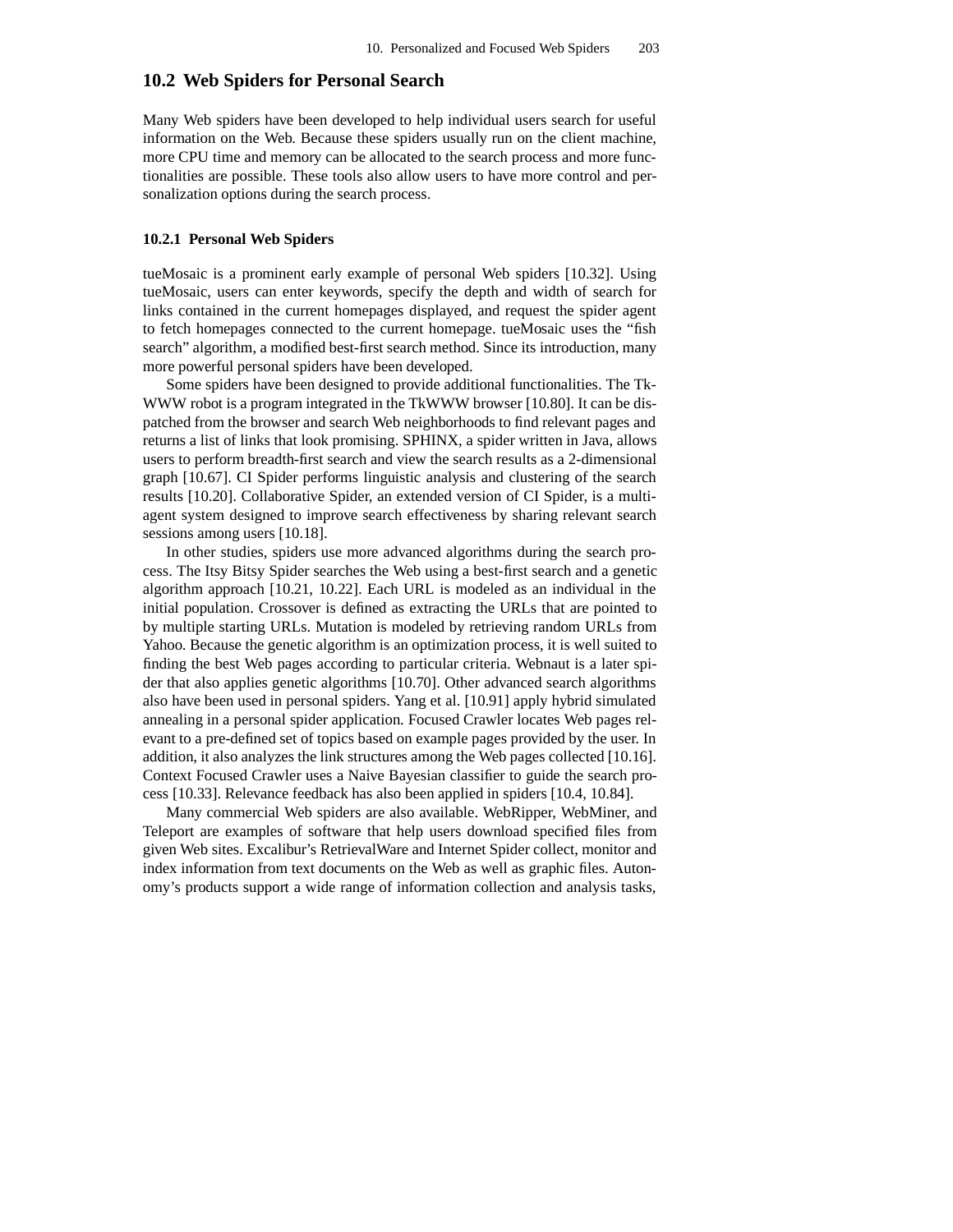## 10.2 Web Spiders for Personal Search

Many Web spiders have been developed to help individual users search for useful information on the Web. Because these spiders usually run on the client machine, more CPU time and memory can be allocated to the search process and more functionalities are possible. These tools also allow users to have more control and personalization options during the search process.

### 10.2.1 Personal Web Spiders

tueMosaic is a prominent early example of personal Web spiders [10.32]. Using tueMosaic, users can enter keywords, specify the depth and width of search for links contained in the current homepages displayed, and request the spider agent to fetch homepages connected to the current homepage. tueMosaic uses the "fish search" algorithm, a modified best-first search method. Since its introduction, many more powerful personal spiders have been developed.

Some spiders have been designed to provide additional functionalities. The Tk-WWW robot is a program integrated in the TkWWW browser [10.80]. It can be dispatched from the browser and search Web neighborhoods to find relevant pages and returns a list of links that look promising. SPHINX, a spider written in Java, allows users to perform breadth-first search and view the search results as a 2-dimensional graph [10.67]. CI Spider performs linguistic analysis and clustering of the search results [10.20]. Collaborative Spider, an extended version of CI Spider, is a multi-agent system designed to improve search effectiveness by sharing relevant search sessions among users [10.18].

In other studies, spiders use more advanced algorithms during the search process. The Itsy Bitsy Spider searches the Web using a best-first search and a genetic algorithm approach [10.21, 10.22]. Each URL is modeled as an individual in the initial population. Crossover is defined as extracting the URLs that are pointed to by multiple starting URLs. Mutation is modeled by retrieving random URLs from Yahoo. Because the genetic algorithm is an optimization process, it is well suited to finding the best Web pages according to particular criteria. Webnaut is a later spider that also applies genetic algorithms [10.70]. Other advanced search algorithms also have been used in personal spiders. Yang et al. [10.91] apply hybrid simulated annealing in a personal spider application. Focused Crawler locates Web pages relevant to a pre-defined set of topics based on example pages provided by the user. In addition, it also analyzes the link structures among the Web pages collected [10.16]. Context Focused Crawler uses a Naive Bayesian classifier to guide the search process [10.33]. Relevance feedback has also been applied in spiders [10.4, 10.84].

Many commercial Web spiders are also available. WebRipper, WebMiner, and Teleport are examples of software that help users download specified files from given Web sites. Excalibur's RetrievalWare and Internet Spider collect, monitor and index information from text documents on the Web as well as graphic files. Autonomy's products support a wide range of information collection and analysis tasks,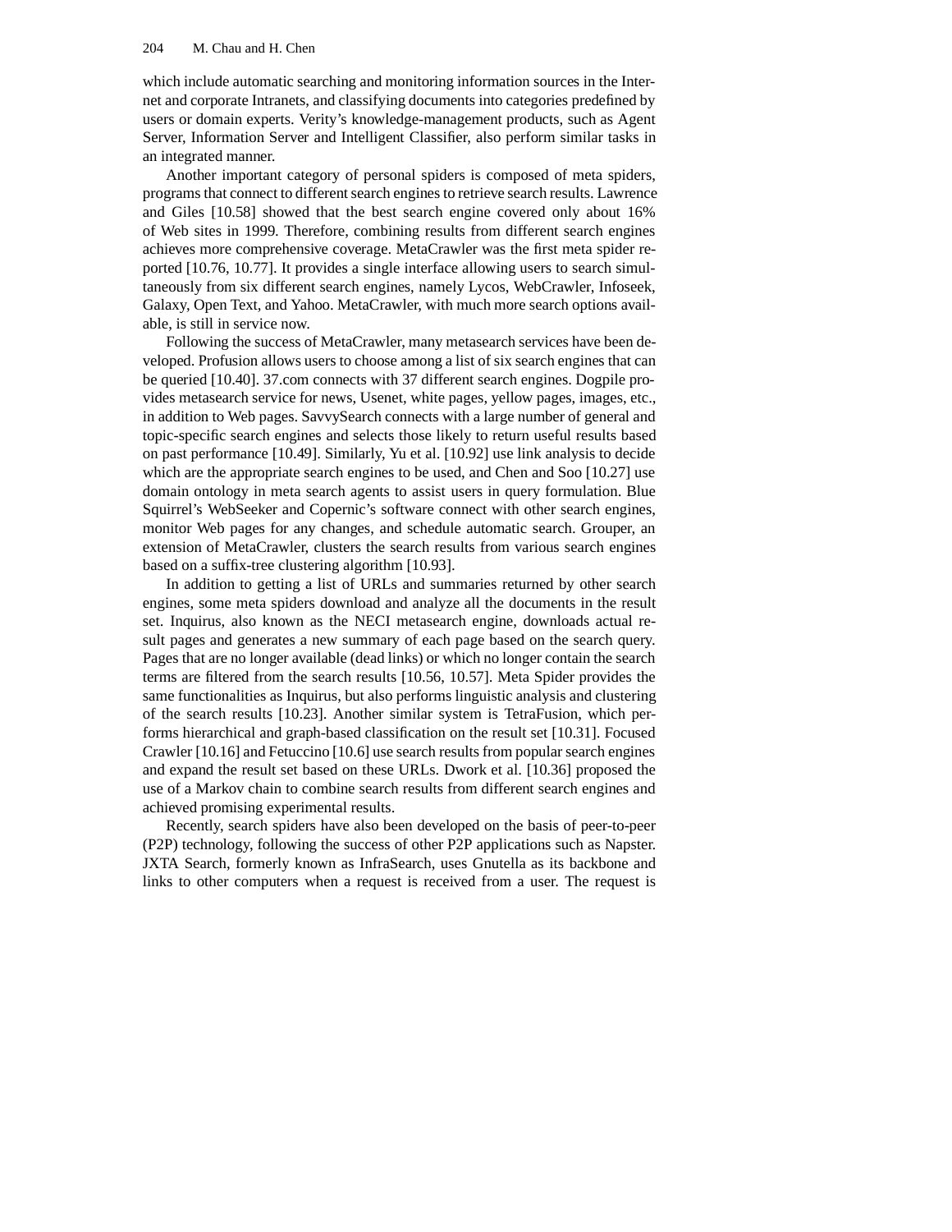which include automatic searching and monitoring information sources in the Internet and corporate Intranets, and classifying documents into categories predefined by users or domain experts. Verity's knowledge-management products, such as Agent Server, Information Server and Intelligent Classifier, also perform similar tasks in an integrated manner.

Another important category of personal spiders is composed of meta spiders, programs that connect to different search engines to retrieve search results. Lawrence and Giles [10.58] showed that the best search engine covered only about 16% of Web sites in 1999. Therefore, combining results from different search engines achieves more comprehensive coverage. MetaCrawler was the first meta spider reported [10.76, 10.77]. It provides a single interface allowing users to search simultaneously from six different search engines, namely Lycos, WebCrawler, Infoseek, Galaxy, Open Text, and Yahoo. MetaCrawler, with much more search options available, is still in service now.

Following the success of MetaCrawler, many metasearch services have been developed. Profusion allows users to choose among a list of six search engines that can be queried [10.40]. 37.com connects with 37 different search engines. Dogpile provides metasearch service for news, Usenet, white pages, yellow pages, images, etc., in addition to Web pages. SavvySearch connects with a large number of general and topic-specific search engines and selects those likely to return useful results based on past performance [10.49]. Similarly, Yu et al. [10.92] use link analysis to decide which are the appropriate search engines to be used, and Chen and Soo [10.27] use domain ontology in meta search agents to assist users in query formulation. Blue Squirrel's WebSeeker and Copernic's software connect with other search engines, monitor Web pages for any changes, and schedule automatic search. Grouper, an extension of MetaCrawler, clusters the search results from various search engines based on a suffix-tree clustering algorithm [10.93].

In addition to getting a list of URLs and summaries returned by other search engines, some meta spiders download and analyze all the documents in the result set. Inquirus, also known as the NECI metasearch engine, downloads actual result pages and generates a new summary of each page based on the search query. Pages that are no longer available (dead links) or which no longer contain the search terms are filtered from the search results [10.56, 10.57]. Meta Spider provides the same functionalities as Inquirus, but also performs linguistic analysis and clustering of the search results [10.23]. Another similar system is TetraFusion, which performs hierarchical and graph-based classification on the result set [10.31]. Focused Crawler [10.16] and Fetuccino [10.6] use search results from popular search engines and expand the result set based on these URLs. Dwork et al. [10.36] proposed the use of a Markov chain to combine search results from different search engines and achieved promising experimental results.

Recently, search spiders have also been developed on the basis of peer-to-peer (P2P) technology, following the success of other P2P applications such as Napster. JXTA Search, formerly known as InfraSearch, uses Gnutella as its backbone and links to other computers when a request is received from a user. The request is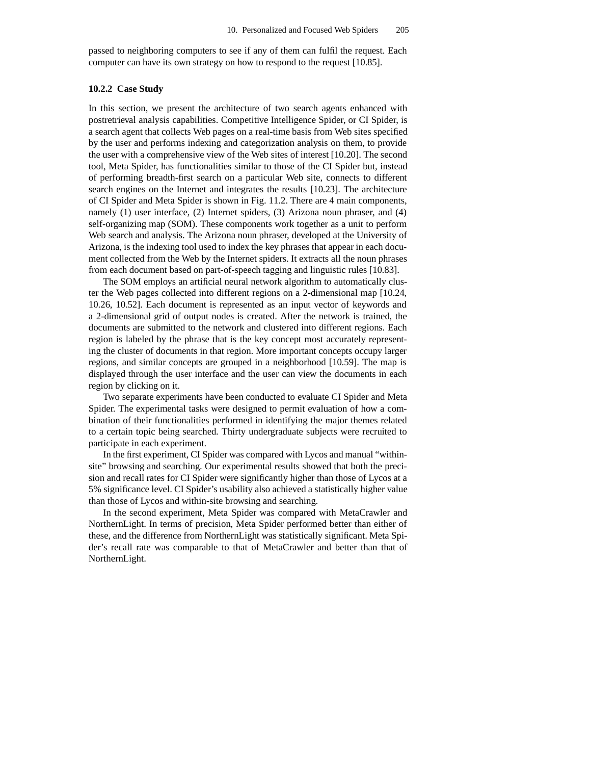passed to neighboring computers to see if any of them can fulfil the request. Each computer can have its own strategy on how to respond to the request [10.85].

### 10.2.2 Case Study

In this section, we present the architecture of two search agents enhanced with postretrieval analysis capabilities. Competitive Intelligence Spider, or CI Spider, is a search agent that collects Web pages on a real-time basis from Web sites specified by the user and performs indexing and categorization analysis on them, to provide the user with a comprehensive view of the Web sites of interest [10.20]. The second tool, Meta Spider, has functionalities similar to those of the CI Spider but, instead of performing breadth-first search on a particular Web site, connects to different search engines on the Internet and integrates the results [10.23]. The architecture of CI Spider and Meta Spider is shown in Fig. 11.2. There are 4 main components, namely (1) user interface, (2) Internet spiders, (3) Arizona noun phraser, and (4) self-organizing map (SOM). These components work together as a unit to perform Web search and analysis. The Arizona noun phraser, developed at the University of Arizona, is the indexing tool used to index the key phrases that appear in each document collected from the Web by the Internet spiders. It extracts all the noun phrases from each document based on part-of-speech tagging and linguistic rules [10.83].

The SOM employs an artificial neural network algorithm to automatically cluster the Web pages collected into different regions on a 2-dimensional map [10.24, 10.26, 10.52]. Each document is represented as an input vector of keywords and a 2-dimensional grid of output nodes is created. After the network is trained, the documents are submitted to the network and clustered into different regions. Each region is labeled by the phrase that is the key concept most accurately representing the cluster of documents in that region. More important concepts occupy larger regions, and similar concepts are grouped in a neighborhood [10.59]. The map is displayed through the user interface and the user can view the documents in each region by clicking on it.

Two separate experiments have been conducted to evaluate CI Spider and Meta Spider. The experimental tasks were designed to permit evaluation of how a combination of their functionalities performed in identifying the major themes related to a certain topic being searched. Thirty undergraduate subjects were recruited to participate in each experiment.

In the first experiment, CI Spider was compared with Lycos and manual "within-site" browsing and searching. Our experimental results showed that both the precision and recall rates for CI Spider were significantly higher than those of Lycos at a 5% significance level. CI Spider's usability also achieved a statistically higher value than those of Lycos and within-site browsing and searching.

In the second experiment, Meta Spider was compared with MetaCrawler and NorthernLight. In terms of precision, Meta Spider performed better than either of these, and the difference from NorthernLight was statistically significant. Meta Spider's recall rate was comparable to that of MetaCrawler and better than that of NorthernLight.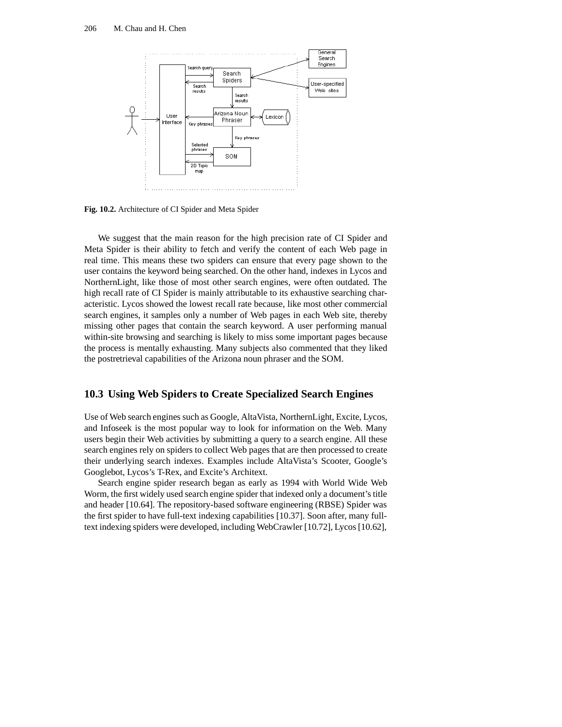General Search Engines

User-specified Web sites

Search query

Search Spiders

Search results

Search results

User Interface

Arizona Noun Phraser

Lexicon

Key phrases

Key phrases

Selected phrases

SOM

2D Topic map

**Fig. 10.2.** Architecture of CI Spider and Meta Spider

We suggest that the main reason for the high precision rate of CI Spider and Meta Spider is their ability to fetch and verify the content of each Web page in real time. This means these two spiders can ensure that every page shown to the user contains the keyword being searched. On the other hand, indexes in Lycos and NorthernLight, like those of most other search engines, were often outdated. The high recall rate of CI Spider is mainly attributable to its exhaustive searching characteristic. Lycos showed the lowest recall rate because, like most other commercial search engines, it samples only a number of Web pages in each Web site, thereby missing other pages that contain the search keyword. A user performing manual within-site browsing and searching is likely to miss some important pages because the process is mentally exhausting. Many subjects also commented that they liked the postretrieval capabilities of the Arizona noun phraser and the SOM.

## 10.3 Using Web Spiders to Create Specialized Search Engines

Use of Web search engines such as Google, AltaVista, NorthernLight, Excite, Lycos, and Infoseek is the most popular way to look for information on the Web. Many users begin their Web activities by submitting a query to a search engine. All these search engines rely on spiders to collect Web pages that are then processed to create their underlying search indexes. Examples include AltaVista's Scooter, Google's Googlebot, Lycos's T-Rex, and Excite's Architext.

Search engine spider research began as early as 1994 with World Wide Web Worm, the first widely used search engine spider that indexed only a document's title and header [10.64]. The repository-based software engineering (RBSE) Spider was the first spider to have full-text indexing capabilities [10.37]. Soon after, many full-text indexing spiders were developed, including WebCrawler [10.72], Lycos [10.62],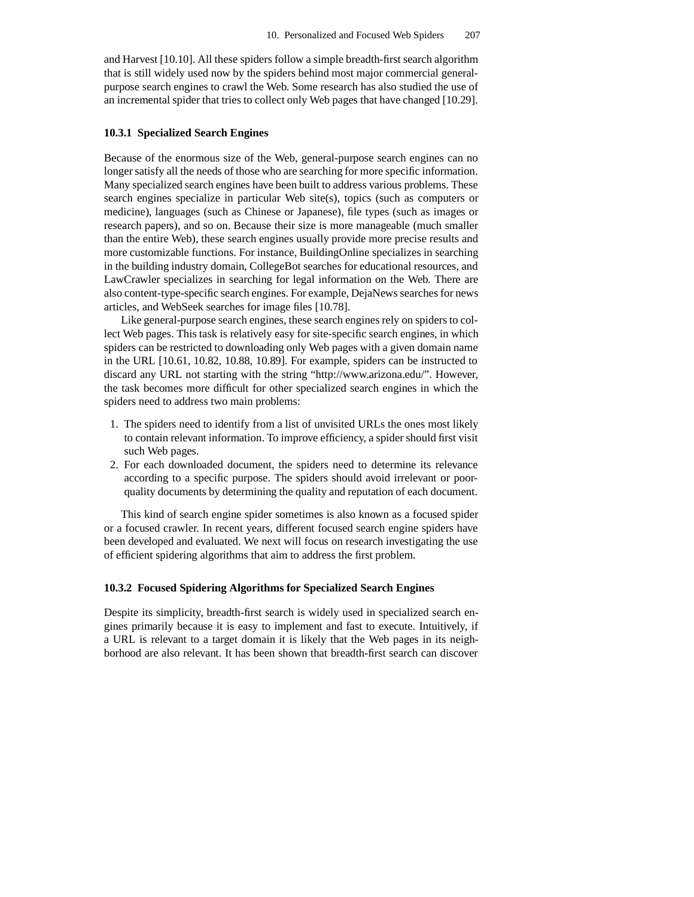and Harvest [10.10]. All these spiders follow a simple breadth-first search algorithm that is still widely used now by the spiders behind most major commercial general-purpose search engines to crawl the Web. Some research has also studied the use of an incremental spider that tries to collect only Web pages that have changed [10.29].

### 10.3.1 Specialized Search Engines

Because of the enormous size of the Web, general-purpose search engines can no longer satisfy all the needs of those who are searching for more specific information. Many specialized search engines have been built to address various problems. These search engines specialize in particular Web site(s), topics (such as computers or medicine), languages (such as Chinese or Japanese), file types (such as images or research papers), and so on. Because their size is more manageable (much smaller than the entire Web), these search engines usually provide more precise results and more customizable functions. For instance, BuildingOnline specializes in searching in the building industry domain, CollegeBot searches for educational resources, and LawCrawler specializes in searching for legal information on the Web. There are also content-type-specific search engines. For example, DejaNews searches for news articles, and WebSeek searches for image files [10.78].

Like general-purpose search engines, these search engines rely on spiders to collect Web pages. This task is relatively easy for site-specific search engines, in which spiders can be restricted to downloading only Web pages with a given domain name in the URL [10.61, 10.82, 10.88, 10.89]. For example, spiders can be instructed to discard any URL not starting with the string "http://www.arizona.edu/". However, the task becomes more difficult for other specialized search engines in which the spiders need to address two main problems:

1. The spiders need to identify from a list of unvisited URLs the ones most likely to contain relevant information. To improve efficiency, a spider should first visit such Web pages.
2. For each downloaded document, the spiders need to determine its relevance according to a specific purpose. The spiders should avoid irrelevant or poor-quality documents by determining the quality and reputation of each document.

This kind of search engine spider sometimes is also known as a focused spider or a focused crawler. In recent years, different focused search engine spiders have been developed and evaluated. We next will focus on research investigating the use of efficient spidering algorithms that aim to address the first problem.

### 10.3.2 Focused Spidering Algorithms for Specialized Search Engines

Despite its simplicity, breadth-first search is widely used in specialized search engines primarily because it is easy to implement and fast to execute. Intuitively, if a URL is relevant to a target domain it is likely that the Web pages in its neighborhood are also relevant. It has been shown that breadth-first search can discover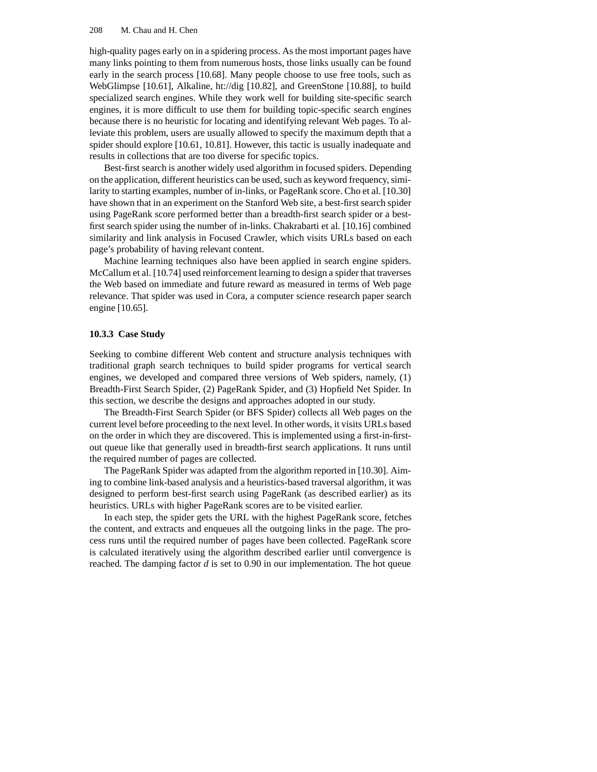high-quality pages early on in a spidering process. As the most important pages have many links pointing to them from numerous hosts, those links usually can be found early in the search process [10.68]. Many people choose to use free tools, such as WebGlimpse [10.61], Alkaline, ht://dig [10.82], and GreenStone [10.88], to build specialized search engines. While they work well for building site-specific search engines, it is more difficult to use them for building topic-specific search engines because there is no heuristic for locating and identifying relevant Web pages. To alleviate this problem, users are usually allowed to specify the maximum depth that a spider should explore [10.61, 10.81]. However, this tactic is usually inadequate and results in collections that are too diverse for specific topics.

Best-first search is another widely used algorithm in focused spiders. Depending on the application, different heuristics can be used, such as keyword frequency, similarity to starting examples, number of in-links, or PageRank score. Cho et al. [10.30] have shown that in an experiment on the Stanford Web site, a best-first search spider using PageRank score performed better than a breadth-first search spider or a best-first search spider using the number of in-links. Chakrabarti et al. [10.16] combined similarity and link analysis in Focused Crawler, which visits URLs based on each page's probability of having relevant content.

Machine learning techniques also have been applied in search engine spiders. McCallum et al. [10.74] used reinforcement learning to design a spider that traverses the Web based on immediate and future reward as measured in terms of Web page relevance. That spider was used in Cora, a computer science research paper search engine [10.65].

### 10.3.3 Case Study

Seeking to combine different Web content and structure analysis techniques with traditional graph search techniques to build spider programs for vertical search engines, we developed and compared three versions of Web spiders, namely, (1) Breadth-First Search Spider, (2) PageRank Spider, and (3) Hopfield Net Spider. In this section, we describe the designs and approaches adopted in our study.

The Breadth-First Search Spider (or BFS Spider) collects all Web pages on the current level before proceeding to the next level. In other words, it visits URLs based on the order in which they are discovered. This is implemented using a first-in-first-out queue like that generally used in breadth-first search applications. It runs until the required number of pages are collected.

The PageRank Spider was adapted from the algorithm reported in [10.30]. Aiming to combine link-based analysis and a heuristics-based traversal algorithm, it was designed to perform best-first search using PageRank (as described earlier) as its heuristics. URLs with higher PageRank scores are to be visited earlier.

In each step, the spider gets the URL with the highest PageRank score, fetches the content, and extracts and enqueues all the outgoing links in the page. The process runs until the required number of pages have been collected. PageRank score is calculated iteratively using the algorithm described earlier until convergence is reached. The damping factor $d$ is set to 0.90 in our implementation. The hot queue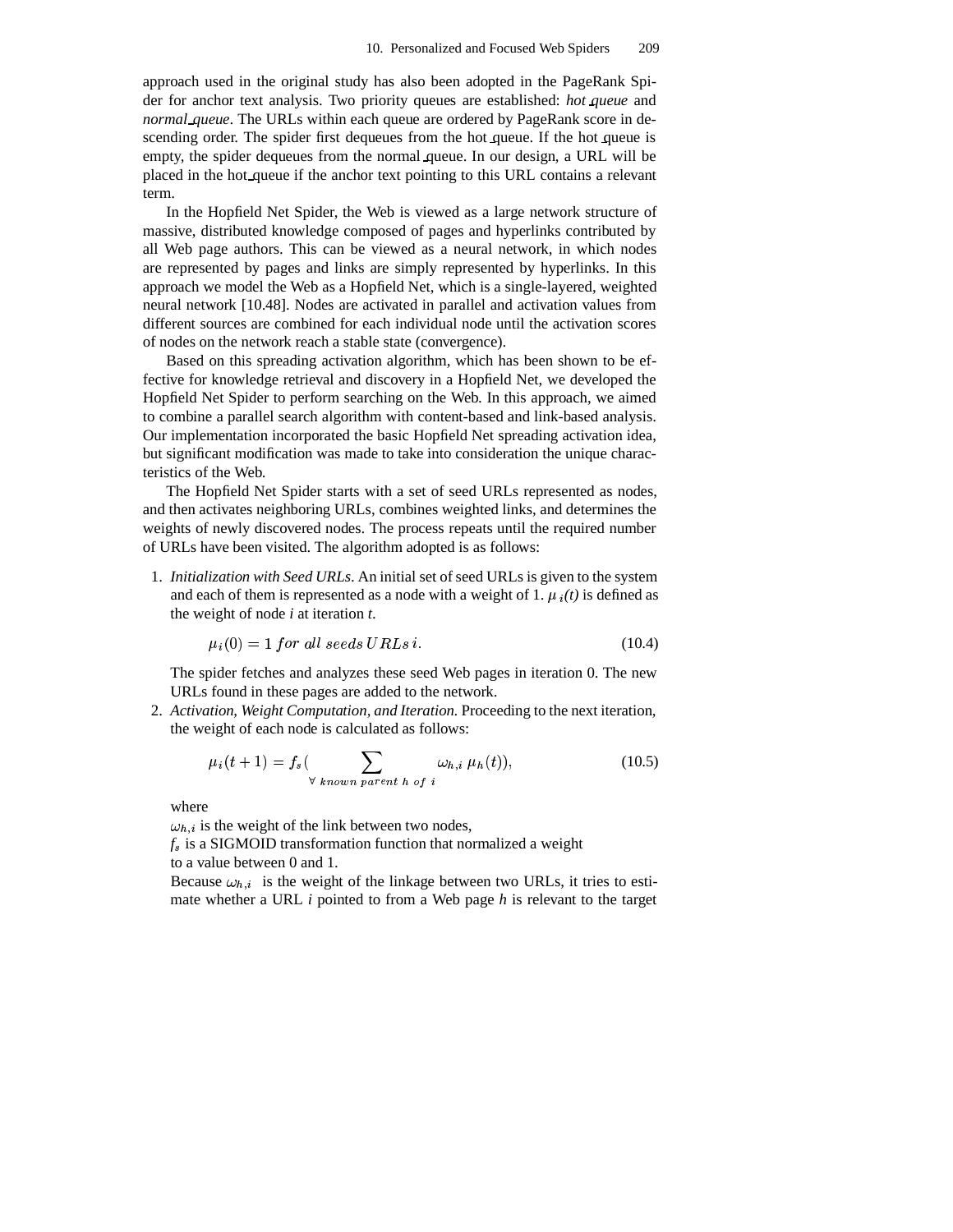approach used in the original study has also been adopted in the PageRank Spider for anchor text analysis. Two priority queues are established: *hot_queue* and *normal_queue*. The URLs within each queue are ordered by PageRank score in descending order. The spider first dequeues from the hot_queue. If the hot_queue is empty, the spider dequeues from the normal_queue. In our design, a URL will be placed in the hot_queue if the anchor text pointing to this URL contains a relevant term.

In the Hopfield Net Spider, the Web is viewed as a large network structure of massive, distributed knowledge composed of pages and hyperlinks contributed by all Web page authors. This can be viewed as a neural network, in which nodes are represented by pages and links are simply represented by hyperlinks. In this approach we model the Web as a Hopfield Net, which is a single-layered, weighted neural network [10.48]. Nodes are activated in parallel and activation values from different sources are combined for each individual node until the activation scores of nodes on the network reach a stable state (convergence).

Based on this spreading activation algorithm, which has been shown to be effective for knowledge retrieval and discovery in a Hopfield Net, we developed the Hopfield Net Spider to perform searching on the Web. In this approach, we aimed to combine a parallel search algorithm with content-based and link-based analysis. Our implementation incorporated the basic Hopfield Net spreading activation idea, but significant modification was made to take into consideration the unique characteristics of the Web.

The Hopfield Net Spider starts with a set of seed URLs represented as nodes, and then activates neighboring URLs, combines weighted links, and determines the weights of newly discovered nodes. The process repeats until the required number of URLs have been visited. The algorithm adopted is as follows:

1. *Initialization with Seed URLs*. An initial set of seed URLs is given to the system and each of them is represented as a node with a weight of 1. $\mu_i(t)$ is defined as the weight of node $i$ at iteration $t$.

$$\mu_i(0) = 1 \; for \; all \; seeds \; URLs \; i. \tag{10.4}$$

   The spider fetches and analyzes these seed Web pages in iteration 0. The new URLs found in these pages are added to the network.

2. *Activation, Weight Computation, and Iteration.* Proceeding to the next iteration, the weight of each node is calculated as follows:

$$\mu_i(t+1) = f_s\Big(\sum_{\forall \; known \; parent \; h \; of \; i} \omega_{h,i} \, \mu_h(t)\Big), \tag{10.5}$$

   where
   $\omega_{h,i}$ is the weight of the link between two nodes,
   $f_s$ is a SIGMOID transformation function that normalized a weight to a value between 0 and 1.
   Because $\omega_{h,i}$ is the weight of the linkage between two URLs, it tries to estimate whether a URL $i$ pointed to from a Web page $h$ is relevant to the target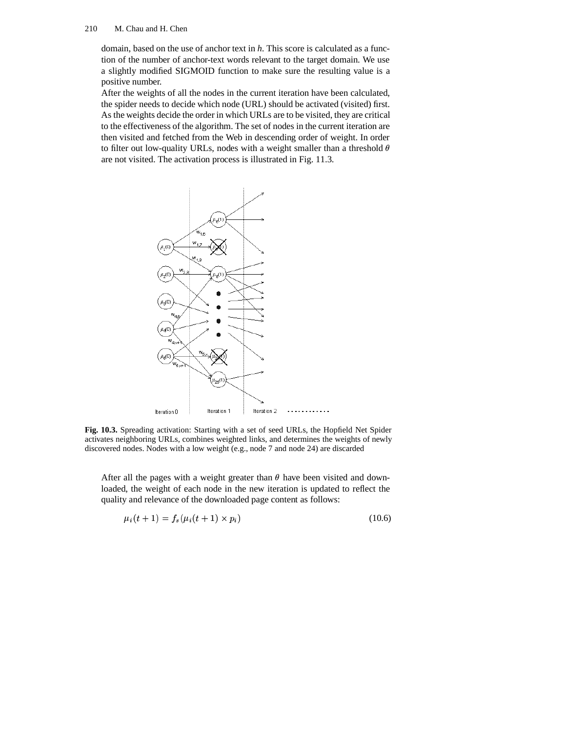domain, based on the use of anchor text in *h*. This score is calculated as a function of the number of anchor-text words relevant to the target domain. We use a slightly modified SIGMOID function to make sure the resulting value is a positive number.

After the weights of all the nodes in the current iteration have been calculated, the spider needs to decide which node (URL) should be activated (visited) first. As the weights decide the order in which URLs are to be visited, they are critical to the effectiveness of the algorithm. The set of nodes in the current iteration are then visited and fetched from the Web in descending order of weight. In order to filter out low-quality URLs, nodes with a weight smaller than a threshold $\theta$ are not visited. The activation process is illustrated in Fig. 11.3.

**Fig. 10.3.** Spreading activation: Starting with a set of seed URLs, the Hopfield Net Spider activates neighboring URLs, combines weighted links, and determines the weights of newly discovered nodes. Nodes with a low weight (e.g., node 7 and node 24) are discarded

After all the pages with a weight greater than $\theta$ have been visited and downloaded, the weight of each node in the new iteration is updated to reflect the quality and relevance of the downloaded page content as follows:

$$\mu_i(t+1) = f_s(\mu_i(t+1) \times p_i) \tag{10.6}$$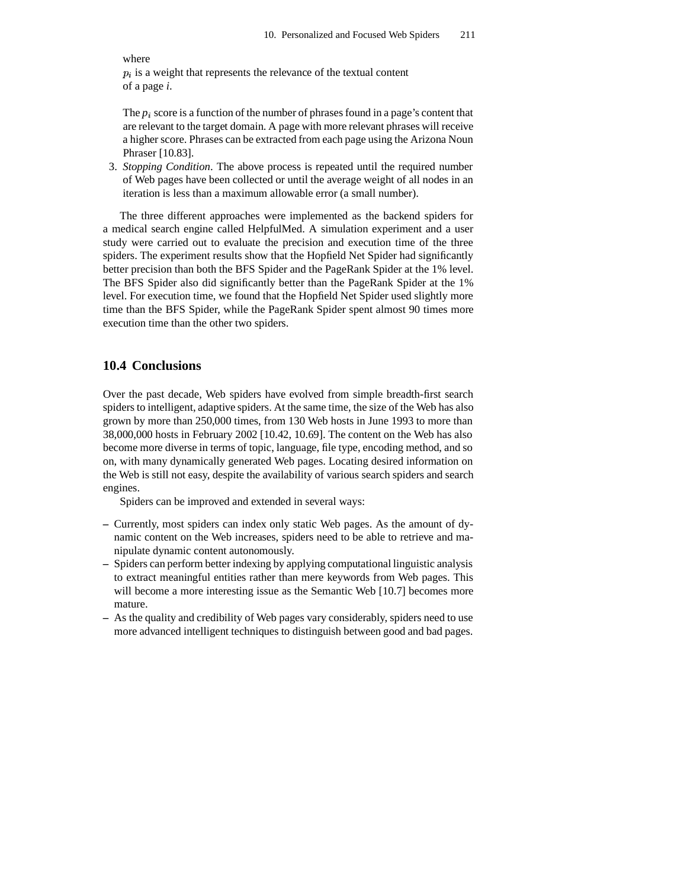where

$p_i$ is a weight that represents the relevance of the textual content of a page $i$.

The $p_i$ score is a function of the number of phrases found in a page's content that are relevant to the target domain. A page with more relevant phrases will receive a higher score. Phrases can be extracted from each page using the Arizona Noun Phraser [10.83].

3. *Stopping Condition*. The above process is repeated until the required number of Web pages have been collected or until the average weight of all nodes in an iteration is less than a maximum allowable error (a small number).

The three different approaches were implemented as the backend spiders for a medical search engine called HelpfulMed. A simulation experiment and a user study were carried out to evaluate the precision and execution time of the three spiders. The experiment results show that the Hopfield Net Spider had significantly better precision than both the BFS Spider and the PageRank Spider at the 1% level. The BFS Spider also did significantly better than the PageRank Spider at the 1% level. For execution time, we found that the Hopfield Net Spider used slightly more time than the BFS Spider, while the PageRank Spider spent almost 90 times more execution time than the other two spiders.

## 10.4 Conclusions

Over the past decade, Web spiders have evolved from simple breadth-first search spiders to intelligent, adaptive spiders. At the same time, the size of the Web has also grown by more than 250,000 times, from 130 Web hosts in June 1993 to more than 38,000,000 hosts in February 2002 [10.42, 10.69]. The content on the Web has also become more diverse in terms of topic, language, file type, encoding method, and so on, with many dynamically generated Web pages. Locating desired information on the Web is still not easy, despite the availability of various search spiders and search engines.

Spiders can be improved and extended in several ways:

- Currently, most spiders can index only static Web pages. As the amount of dynamic content on the Web increases, spiders need to be able to retrieve and manipulate dynamic content autonomously.
- Spiders can perform better indexing by applying computational linguistic analysis to extract meaningful entities rather than mere keywords from Web pages. This will become a more interesting issue as the Semantic Web [10.7] becomes more mature.
- As the quality and credibility of Web pages vary considerably, spiders need to use more advanced intelligent techniques to distinguish between good and bad pages.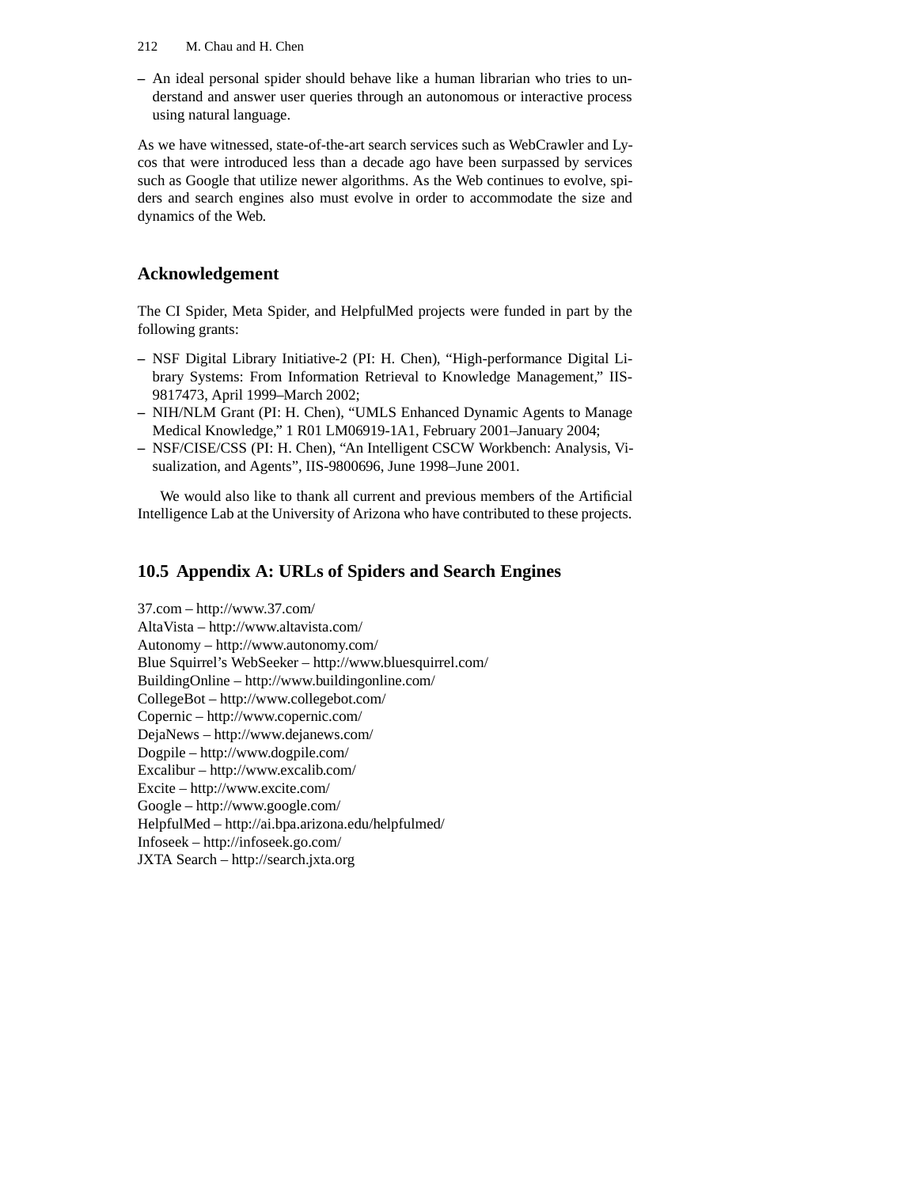– An ideal personal spider should behave like a human librarian who tries to understand and answer user queries through an autonomous or interactive process using natural language.

As we have witnessed, state-of-the-art search services such as WebCrawler and Lycos that were introduced less than a decade ago have been surpassed by services such as Google that utilize newer algorithms. As the Web continues to evolve, spiders and search engines also must evolve in order to accommodate the size and dynamics of the Web.

## Acknowledgement

The CI Spider, Meta Spider, and HelpfulMed projects were funded in part by the following grants:

- NSF Digital Library Initiative-2 (PI: H. Chen), "High-performance Digital Library Systems: From Information Retrieval to Knowledge Management," IIS-9817473, April 1999–March 2002;
- NIH/NLM Grant (PI: H. Chen), "UMLS Enhanced Dynamic Agents to Manage Medical Knowledge," 1 R01 LM06919-1A1, February 2001–January 2004;
- NSF/CISE/CSS (PI: H. Chen), "An Intelligent CSCW Workbench: Analysis, Visualization, and Agents", IIS-9800696, June 1998–June 2001.

We would also like to thank all current and previous members of the Artificial Intelligence Lab at the University of Arizona who have contributed to these projects.

## 10.5 Appendix A: URLs of Spiders and Search Engines

37.com – http://www.37.com/
AltaVista – http://www.altavista.com/
Autonomy – http://www.autonomy.com/
Blue Squirrel's WebSeeker – http://www.bluesquirrel.com/
BuildingOnline – http://www.buildingonline.com/
CollegeBot – http://www.collegebot.com/
Copernic – http://www.copernic.com/
DejaNews – http://www.dejanews.com/
Dogpile – http://www.dogpile.com/
Excalibur – http://www.excalib.com/
Excite – http://www.excite.com/
Google – http://www.google.com/
HelpfulMed – http://ai.bpa.arizona.edu/helpfulmed/
Infoseek – http://infoseek.go.com/
JXTA Search – http://search.jxta.org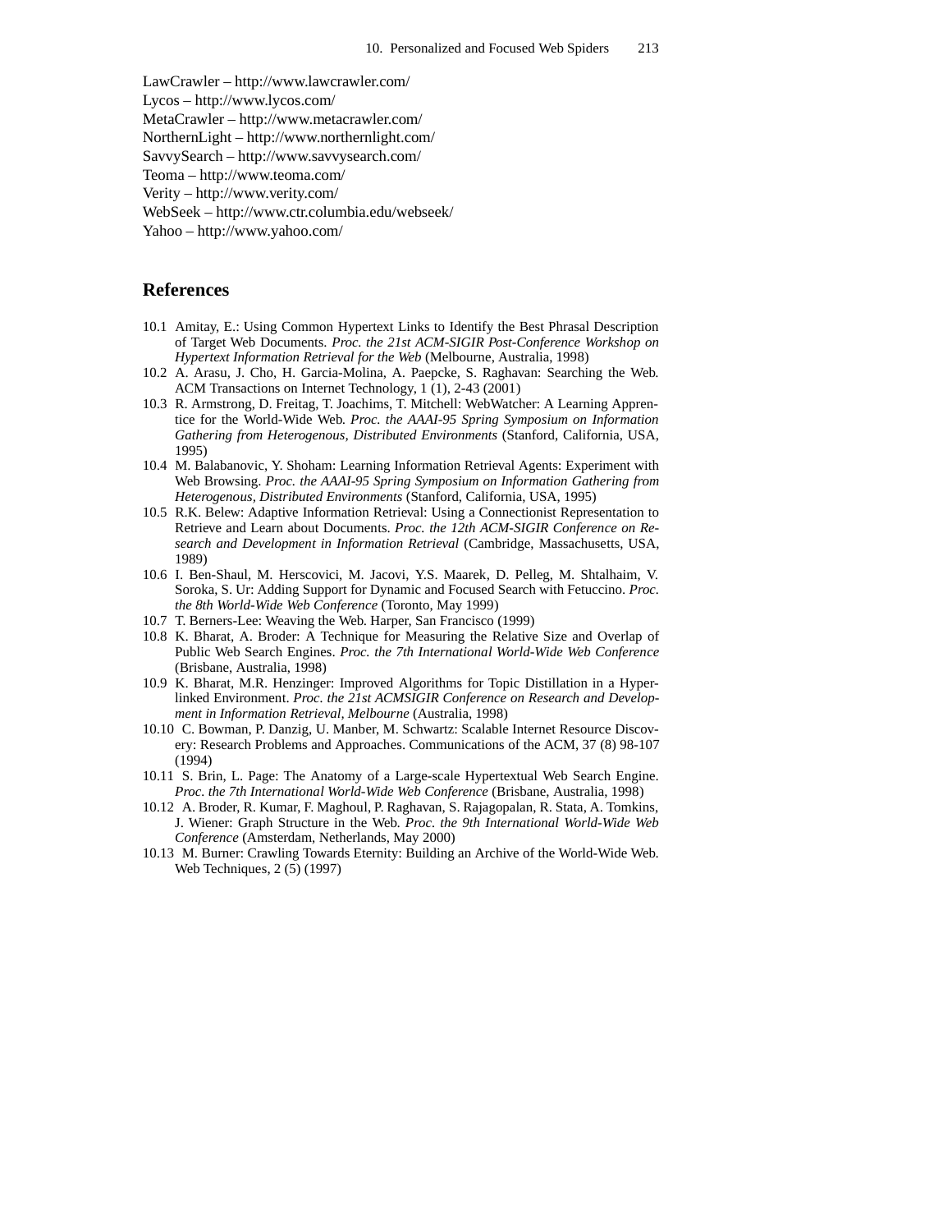LawCrawler – http://www.lawcrawler.com/
Lycos – http://www.lycos.com/
MetaCrawler – http://www.metacrawler.com/
NorthernLight – http://www.northernlight.com/
SavvySearch – http://www.savvysearch.com/
Teoma – http://www.teoma.com/
Verity – http://www.verity.com/
WebSeek – http://www.ctr.columbia.edu/webseek/
Yahoo – http://www.yahoo.com/

## References

10.1 Amitay, E.: Using Common Hypertext Links to Identify the Best Phrasal Description of Target Web Documents. *Proc. the 21st ACM-SIGIR Post-Conference Workshop on Hypertext Information Retrieval for the Web* (Melbourne, Australia, 1998)

10.2 A. Arasu, J. Cho, H. Garcia-Molina, A. Paepcke, S. Raghavan: Searching the Web. ACM Transactions on Internet Technology, 1 (1), 2-43 (2001)

10.3 R. Armstrong, D. Freitag, T. Joachims, T. Mitchell: WebWatcher: A Learning Apprentice for the World-Wide Web. *Proc. the AAAI-95 Spring Symposium on Information Gathering from Heterogenous, Distributed Environments* (Stanford, California, USA, 1995)

10.4 M. Balabanovic, Y. Shoham: Learning Information Retrieval Agents: Experiment with Web Browsing. *Proc. the AAAI-95 Spring Symposium on Information Gathering from Heterogenous, Distributed Environments* (Stanford, California, USA, 1995)

10.5 R.K. Belew: Adaptive Information Retrieval: Using a Connectionist Representation to Retrieve and Learn about Documents. *Proc. the 12th ACM-SIGIR Conference on Research and Development in Information Retrieval* (Cambridge, Massachusetts, USA, 1989)

10.6 I. Ben-Shaul, M. Herscovici, M. Jacovi, Y.S. Maarek, D. Pelleg, M. Shtalhaim, V. Soroka, S. Ur: Adding Support for Dynamic and Focused Search with Fetuccino. *Proc. the 8th World-Wide Web Conference* (Toronto, May 1999)

10.7 T. Berners-Lee: Weaving the Web. Harper, San Francisco (1999)

10.8 K. Bharat, A. Broder: A Technique for Measuring the Relative Size and Overlap of Public Web Search Engines. *Proc. the 7th International World-Wide Web Conference* (Brisbane, Australia, 1998)

10.9 K. Bharat, M.R. Henzinger: Improved Algorithms for Topic Distillation in a Hyperlinked Environment. *Proc. the 21st ACMSIGIR Conference on Research and Development in Information Retrieval, Melbourne* (Australia, 1998)

10.10 C. Bowman, P. Danzig, U. Manber, M. Schwartz: Scalable Internet Resource Discovery: Research Problems and Approaches. Communications of the ACM, 37 (8) 98-107 (1994)

10.11 S. Brin, L. Page: The Anatomy of a Large-scale Hypertextual Web Search Engine. *Proc. the 7th International World-Wide Web Conference* (Brisbane, Australia, 1998)

10.12 A. Broder, R. Kumar, F. Maghoul, P. Raghavan, S. Rajagopalan, R. Stata, A. Tomkins, J. Wiener: Graph Structure in the Web. *Proc. the 9th International World-Wide Web Conference* (Amsterdam, Netherlands, May 2000)

10.13 M. Burner: Crawling Towards Eternity: Building an Archive of the World-Wide Web. Web Techniques, 2 (5) (1997)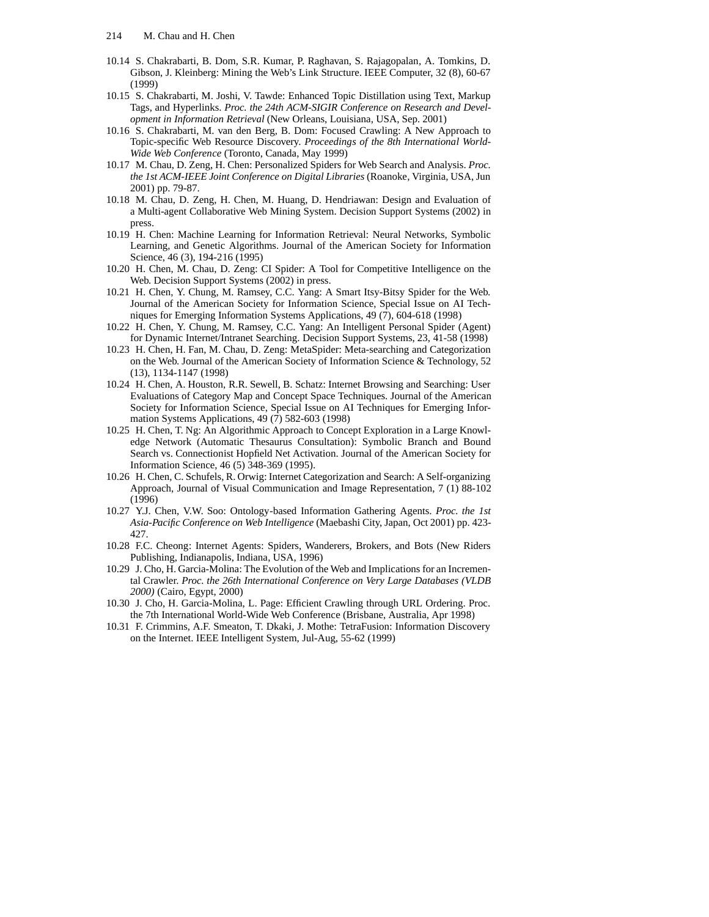10.14 S. Chakrabarti, B. Dom, S.R. Kumar, P. Raghavan, S. Rajagopalan, A. Tomkins, D. Gibson, J. Kleinberg: Mining the Web's Link Structure. IEEE Computer, 32 (8), 60-67 (1999)

10.15 S. Chakrabarti, M. Joshi, V. Tawde: Enhanced Topic Distillation using Text, Markup Tags, and Hyperlinks. *Proc. the 24th ACM-SIGIR Conference on Research and Development in Information Retrieval* (New Orleans, Louisiana, USA, Sep. 2001)

10.16 S. Chakrabarti, M. van den Berg, B. Dom: Focused Crawling: A New Approach to Topic-specific Web Resource Discovery. *Proceedings of the 8th International World-Wide Web Conference* (Toronto, Canada, May 1999)

10.17 M. Chau, D. Zeng, H. Chen: Personalized Spiders for Web Search and Analysis. *Proc. the 1st ACM-IEEE Joint Conference on Digital Libraries* (Roanoke, Virginia, USA, Jun 2001) pp. 79-87.

10.18 M. Chau, D. Zeng, H. Chen, M. Huang, D. Hendriawan: Design and Evaluation of a Multi-agent Collaborative Web Mining System. Decision Support Systems (2002) in press.

10.19 H. Chen: Machine Learning for Information Retrieval: Neural Networks, Symbolic Learning, and Genetic Algorithms. Journal of the American Society for Information Science, 46 (3), 194-216 (1995)

10.20 H. Chen, M. Chau, D. Zeng: CI Spider: A Tool for Competitive Intelligence on the Web. Decision Support Systems (2002) in press.

10.21 H. Chen, Y. Chung, M. Ramsey, C.C. Yang: A Smart Itsy-Bitsy Spider for the Web. Journal of the American Society for Information Science, Special Issue on AI Techniques for Emerging Information Systems Applications, 49 (7), 604-618 (1998)

10.22 H. Chen, Y. Chung, M. Ramsey, C.C. Yang: An Intelligent Personal Spider (Agent) for Dynamic Internet/Intranet Searching. Decision Support Systems, 23, 41-58 (1998)

10.23 H. Chen, H. Fan, M. Chau, D. Zeng: MetaSpider: Meta-searching and Categorization on the Web. Journal of the American Society of Information Science & Technology, 52 (13), 1134-1147 (1998)

10.24 H. Chen, A. Houston, R.R. Sewell, B. Schatz: Internet Browsing and Searching: User Evaluations of Category Map and Concept Space Techniques. Journal of the American Society for Information Science, Special Issue on AI Techniques for Emerging Information Systems Applications, 49 (7) 582-603 (1998)

10.25 H. Chen, T. Ng: An Algorithmic Approach to Concept Exploration in a Large Knowledge Network (Automatic Thesaurus Consultation): Symbolic Branch and Bound Search vs. Connectionist Hopfield Net Activation. Journal of the American Society for Information Science, 46 (5) 348-369 (1995).

10.26 H. Chen, C. Schufels, R. Orwig: Internet Categorization and Search: A Self-organizing Approach, Journal of Visual Communication and Image Representation, 7 (1) 88-102 (1996)

10.27 Y.J. Chen, V.W. Soo: Ontology-based Information Gathering Agents. *Proc. the 1st Asia-Pacific Conference on Web Intelligence* (Maebashi City, Japan, Oct 2001) pp. 423-427.

10.28 F.C. Cheong: Internet Agents: Spiders, Wanderers, Brokers, and Bots (New Riders Publishing, Indianapolis, Indiana, USA, 1996)

10.29 J. Cho, H. Garcia-Molina: The Evolution of the Web and Implications for an Incremental Crawler. *Proc. the 26th International Conference on Very Large Databases (VLDB 2000)* (Cairo, Egypt, 2000)

10.30 J. Cho, H. Garcia-Molina, L. Page: Efficient Crawling through URL Ordering. Proc. the 7th International World-Wide Web Conference (Brisbane, Australia, Apr 1998)

10.31 F. Crimmins, A.F. Smeaton, T. Dkaki, J. Mothe: TetraFusion: Information Discovery on the Internet. IEEE Intelligent System, Jul-Aug, 55-62 (1999)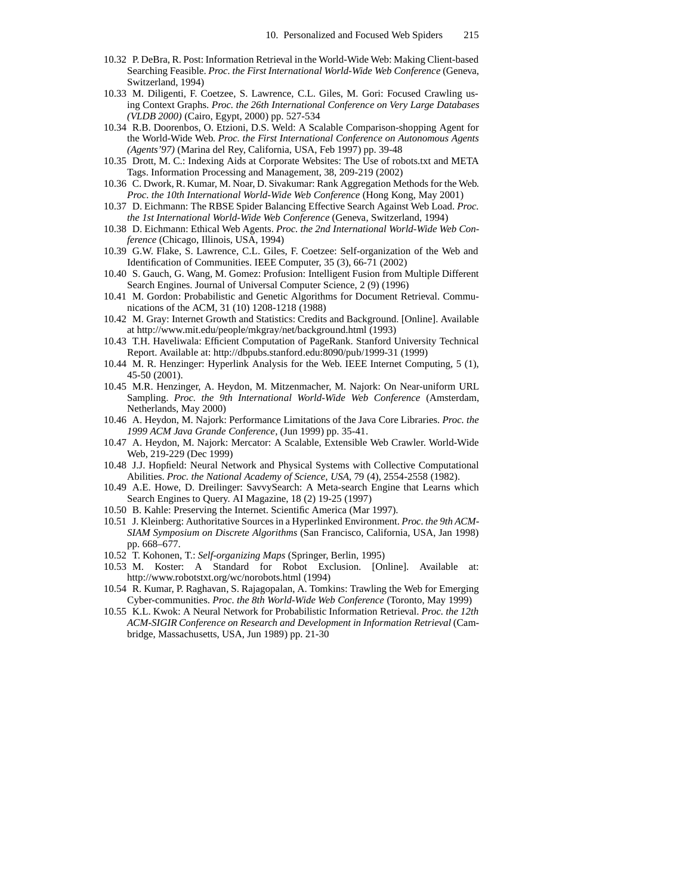10.32 P. DeBra, R. Post: Information Retrieval in the World-Wide Web: Making Client-based Searching Feasible. *Proc. the First International World-Wide Web Conference* (Geneva, Switzerland, 1994)

10.33 M. Diligenti, F. Coetzee, S. Lawrence, C.L. Giles, M. Gori: Focused Crawling using Context Graphs. *Proc. the 26th International Conference on Very Large Databases (VLDB 2000)* (Cairo, Egypt, 2000) pp. 527-534

10.34 R.B. Doorenbos, O. Etzioni, D.S. Weld: A Scalable Comparison-shopping Agent for the World-Wide Web. *Proc. the First International Conference on Autonomous Agents (Agents'97)* (Marina del Rey, California, USA, Feb 1997) pp. 39-48

10.35 Drott, M. C.: Indexing Aids at Corporate Websites: The Use of robots.txt and META Tags. Information Processing and Management, 38, 209-219 (2002)

10.36 C. Dwork, R. Kumar, M. Noar, D. Sivakumar: Rank Aggregation Methods for the Web. *Proc. the 10th International World-Wide Web Conference* (Hong Kong, May 2001)

10.37 D. Eichmann: The RBSE Spider Balancing Effective Search Against Web Load. *Proc. the 1st International World-Wide Web Conference* (Geneva, Switzerland, 1994)

10.38 D. Eichmann: Ethical Web Agents. *Proc. the 2nd International World-Wide Web Conference* (Chicago, Illinois, USA, 1994)

10.39 G.W. Flake, S. Lawrence, C.L. Giles, F. Coetzee: Self-organization of the Web and Identification of Communities. IEEE Computer, 35 (3), 66-71 (2002)

10.40 S. Gauch, G. Wang, M. Gomez: Profusion: Intelligent Fusion from Multiple Different Search Engines. Journal of Universal Computer Science, 2 (9) (1996)

10.41 M. Gordon: Probabilistic and Genetic Algorithms for Document Retrieval. Communications of the ACM, 31 (10) 1208-1218 (1988)

10.42 M. Gray: Internet Growth and Statistics: Credits and Background. [Online]. Available at http://www.mit.edu/people/mkgray/net/background.html (1993)

10.43 T.H. Haveliwala: Efficient Computation of PageRank. Stanford University Technical Report. Available at: http://dbpubs.stanford.edu:8090/pub/1999-31 (1999)

10.44 M. R. Henzinger: Hyperlink Analysis for the Web. IEEE Internet Computing, 5 (1), 45-50 (2001).

10.45 M.R. Henzinger, A. Heydon, M. Mitzenmacher, M. Najork: On Near-uniform URL Sampling. *Proc. the 9th International World-Wide Web Conference* (Amsterdam, Netherlands, May 2000)

10.46 A. Heydon, M. Najork: Performance Limitations of the Java Core Libraries. *Proc. the 1999 ACM Java Grande Conference*, (Jun 1999) pp. 35-41.

10.47 A. Heydon, M. Najork: Mercator: A Scalable, Extensible Web Crawler. World-Wide Web, 219-229 (Dec 1999)

10.48 J.J. Hopfield: Neural Network and Physical Systems with Collective Computational Abilities. *Proc. the National Academy of Science, USA*, 79 (4), 2554-2558 (1982).

10.49 A.E. Howe, D. Dreilinger: SavvySearch: A Meta-search Engine that Learns which Search Engines to Query. AI Magazine, 18 (2) 19-25 (1997)

10.50 B. Kahle: Preserving the Internet. Scientific America (Mar 1997).

10.51 J. Kleinberg: Authoritative Sources in a Hyperlinked Environment. *Proc. the 9th ACM-SIAM Symposium on Discrete Algorithms* (San Francisco, California, USA, Jan 1998) pp. 668–677.

10.52 T. Kohonen, T.: *Self-organizing Maps* (Springer, Berlin, 1995)

10.53 M. Koster: A Standard for Robot Exclusion. [Online]. Available at: http://www.robotstxt.org/wc/norobots.html (1994)

10.54 R. Kumar, P. Raghavan, S. Rajagopalan, A. Tomkins: Trawling the Web for Emerging Cyber-communities. *Proc. the 8th World-Wide Web Conference* (Toronto, May 1999)

10.55 K.L. Kwok: A Neural Network for Probabilistic Information Retrieval. *Proc. the 12th ACM-SIGIR Conference on Research and Development in Information Retrieval* (Cambridge, Massachusetts, USA, Jun 1989) pp. 21-30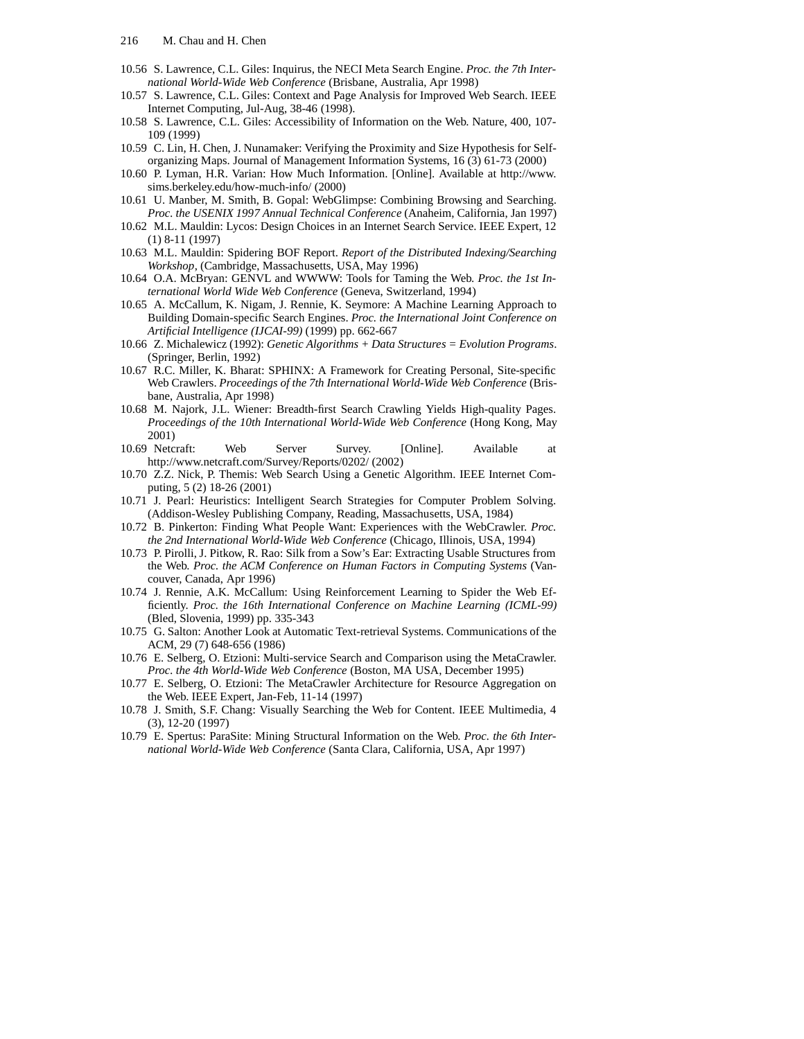10.56 S. Lawrence, C.L. Giles: Inquirus, the NECI Meta Search Engine. *Proc. the 7th International World-Wide Web Conference* (Brisbane, Australia, Apr 1998)

10.57 S. Lawrence, C.L. Giles: Context and Page Analysis for Improved Web Search. IEEE Internet Computing, Jul-Aug, 38-46 (1998).

10.58 S. Lawrence, C.L. Giles: Accessibility of Information on the Web. Nature, 400, 107-109 (1999)

10.59 C. Lin, H. Chen, J. Nunamaker: Verifying the Proximity and Size Hypothesis for Self-organizing Maps. Journal of Management Information Systems, 16 (3) 61-73 (2000)

10.60 P. Lyman, H.R. Varian: How Much Information. [Online]. Available at http://www.sims.berkeley.edu/how-much-info/ (2000)

10.61 U. Manber, M. Smith, B. Gopal: WebGlimpse: Combining Browsing and Searching. *Proc. the USENIX 1997 Annual Technical Conference* (Anaheim, California, Jan 1997)

10.62 M.L. Mauldin: Lycos: Design Choices in an Internet Search Service. IEEE Expert, 12 (1) 8-11 (1997)

10.63 M.L. Mauldin: Spidering BOF Report. *Report of the Distributed Indexing/Searching Workshop*, (Cambridge, Massachusetts, USA, May 1996)

10.64 O.A. McBryan: GENVL and WWWW: Tools for Taming the Web. *Proc. the 1st International World Wide Web Conference* (Geneva, Switzerland, 1994)

10.65 A. McCallum, K. Nigam, J. Rennie, K. Seymore: A Machine Learning Approach to Building Domain-specific Search Engines. *Proc. the International Joint Conference on Artificial Intelligence (IJCAI-99)* (1999) pp. 662-667

10.66 Z. Michalewicz (1992): *Genetic Algorithms + Data Structures = Evolution Programs*. (Springer, Berlin, 1992)

10.67 R.C. Miller, K. Bharat: SPHINX: A Framework for Creating Personal, Site-specific Web Crawlers. *Proceedings of the 7th International World-Wide Web Conference* (Brisbane, Australia, Apr 1998)

10.68 M. Najork, J.L. Wiener: Breadth-first Search Crawling Yields High-quality Pages. *Proceedings of the 10th International World-Wide Web Conference* (Hong Kong, May 2001)

10.69 Netcraft: Web Server Survey. [Online]. Available at http://www.netcraft.com/Survey/Reports/0202/ (2002)

10.70 Z.Z. Nick, P. Themis: Web Search Using a Genetic Algorithm. IEEE Internet Computing, 5 (2) 18-26 (2001)

10.71 J. Pearl: Heuristics: Intelligent Search Strategies for Computer Problem Solving. (Addison-Wesley Publishing Company, Reading, Massachusetts, USA, 1984)

10.72 B. Pinkerton: Finding What People Want: Experiences with the WebCrawler. *Proc. the 2nd International World-Wide Web Conference* (Chicago, Illinois, USA, 1994)

10.73 P. Pirolli, J. Pitkow, R. Rao: Silk from a Sow's Ear: Extracting Usable Structures from the Web. *Proc. the ACM Conference on Human Factors in Computing Systems* (Vancouver, Canada, Apr 1996)

10.74 J. Rennie, A.K. McCallum: Using Reinforcement Learning to Spider the Web Efficiently. *Proc. the 16th International Conference on Machine Learning (ICML-99)* (Bled, Slovenia, 1999) pp. 335-343

10.75 G. Salton: Another Look at Automatic Text-retrieval Systems. Communications of the ACM, 29 (7) 648-656 (1986)

10.76 E. Selberg, O. Etzioni: Multi-service Search and Comparison using the MetaCrawler. *Proc. the 4th World-Wide Web Conference* (Boston, MA USA, December 1995)

10.77 E. Selberg, O. Etzioni: The MetaCrawler Architecture for Resource Aggregation on the Web. IEEE Expert, Jan-Feb, 11-14 (1997)

10.78 J. Smith, S.F. Chang: Visually Searching the Web for Content. IEEE Multimedia, 4 (3), 12-20 (1997)

10.79 E. Spertus: ParaSite: Mining Structural Information on the Web. *Proc. the 6th International World-Wide Web Conference* (Santa Clara, California, USA, Apr 1997)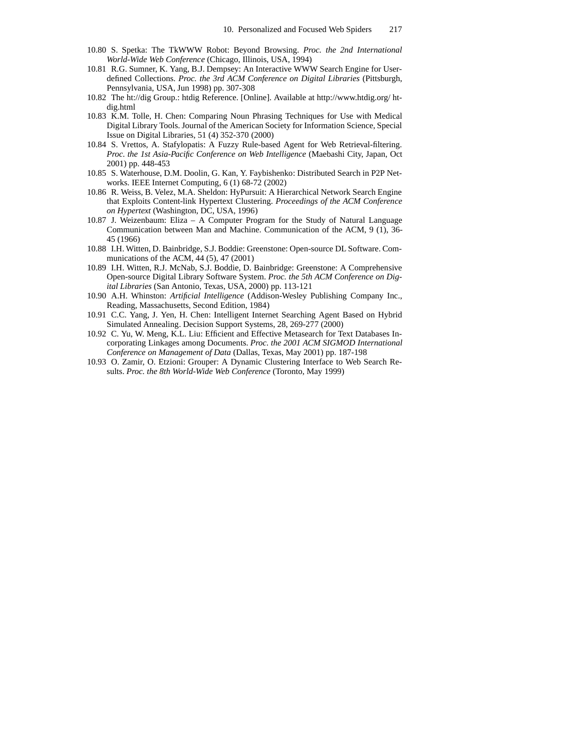10.80 S. Spetka: The TkWWW Robot: Beyond Browsing. *Proc. the 2nd International World-Wide Web Conference* (Chicago, Illinois, USA, 1994)

10.81 R.G. Sumner, K. Yang, B.J. Dempsey: An Interactive WWW Search Engine for User-defined Collections. *Proc. the 3rd ACM Conference on Digital Libraries* (Pittsburgh, Pennsylvania, USA, Jun 1998) pp. 307-308

10.82 The ht://dig Group.: htdig Reference. [Online]. Available at http://www.htdig.org/ htdig.html

10.83 K.M. Tolle, H. Chen: Comparing Noun Phrasing Techniques for Use with Medical Digital Library Tools. Journal of the American Society for Information Science, Special Issue on Digital Libraries, 51 (4) 352-370 (2000)

10.84 S. Vrettos, A. Stafylopatis: A Fuzzy Rule-based Agent for Web Retrieval-filtering. *Proc. the 1st Asia-Pacific Conference on Web Intelligence* (Maebashi City, Japan, Oct 2001) pp. 448-453

10.85 S. Waterhouse, D.M. Doolin, G. Kan, Y. Faybishenko: Distributed Search in P2P Networks. IEEE Internet Computing, 6 (1) 68-72 (2002)

10.86 R. Weiss, B. Velez, M.A. Sheldon: HyPursuit: A Hierarchical Network Search Engine that Exploits Content-link Hypertext Clustering. *Proceedings of the ACM Conference on Hypertext* (Washington, DC, USA, 1996)

10.87 J. Weizenbaum: Eliza – A Computer Program for the Study of Natural Language Communication between Man and Machine. Communication of the ACM, 9 (1), 36-45 (1966)

10.88 I.H. Witten, D. Bainbridge, S.J. Boddie: Greenstone: Open-source DL Software. Communications of the ACM, 44 (5), 47 (2001)

10.89 I.H. Witten, R.J. McNab, S.J. Boddie, D. Bainbridge: Greenstone: A Comprehensive Open-source Digital Library Software System. *Proc. the 5th ACM Conference on Digital Libraries* (San Antonio, Texas, USA, 2000) pp. 113-121

10.90 A.H. Whinston: *Artificial Intelligence* (Addison-Wesley Publishing Company Inc., Reading, Massachusetts, Second Edition, 1984)

10.91 C.C. Yang, J. Yen, H. Chen: Intelligent Internet Searching Agent Based on Hybrid Simulated Annealing. Decision Support Systems, 28, 269-277 (2000)

10.92 C. Yu, W. Meng, K.L. Liu: Efficient and Effective Metasearch for Text Databases Incorporating Linkages among Documents. *Proc. the 2001 ACM SIGMOD International Conference on Management of Data* (Dallas, Texas, May 2001) pp. 187-198

10.93 O. Zamir, O. Etzioni: Grouper: A Dynamic Clustering Interface to Web Search Results. *Proc. the 8th World-Wide Web Conference* (Toronto, May 1999)